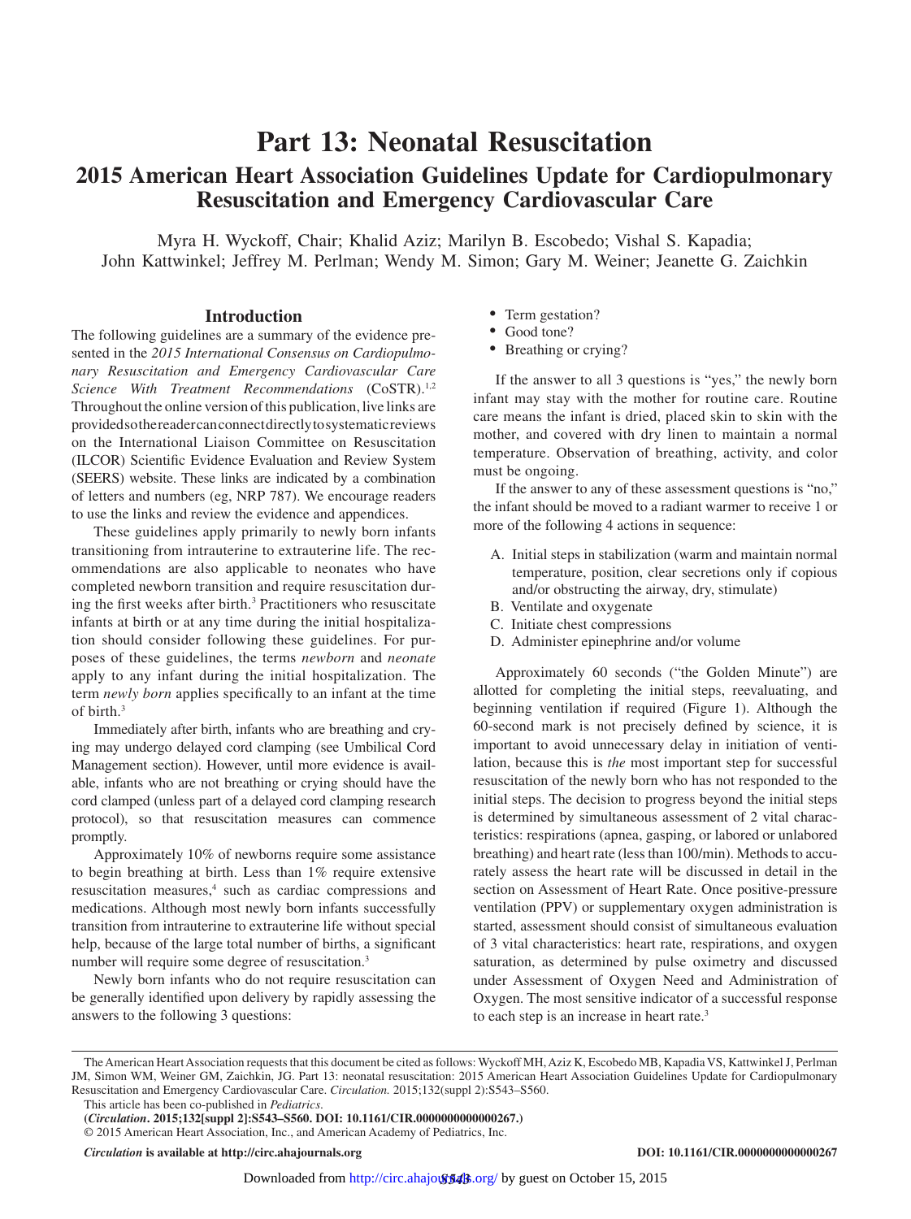# Part 13: Neonatal Resuscitation

## 2015 American Heart Association Guidelines Update for Cardiopulmonary Resuscitation and Emergency Cardiovascular Care

Myra H. Wyckoff, Chair; Khalid Aziz; Marilyn B. Escobedo; Vishal S. Kapadia; John Kattwinkel; Jeffrey M. Perlman; Wendy M. Simon; Gary M. Weiner; Jeanette G. Zaichkin

### Introduction

The following guidelines are a summary of the evidence presented in the *2015 International Consensus on Cardiopulmonary Resuscitation and Emergency Cardiovascular Care Science With Treatment Recommendations* (CoSTR).[1,2] Throughout the online version of this publication, live links are provided so the reader can connect directly to systematic reviews on the International Liaison Committee on Resuscitation (ILCOR) Scientific Evidence Evaluation and Review System (SEERS) website. These links are indicated by a combination of letters and numbers (eg, NRP 787). We encourage readers to use the links and review the evidence and appendices.

These guidelines apply primarily to newly born infants transitioning from intrauterine to extrauterine life. The recommendations are also applicable to neonates who have completed newborn transition and require resuscitation during the first weeks after birth.[3] Practitioners who resuscitate infants at birth or at any time during the initial hospitalization should consider following these guidelines. For purposes of these guidelines, the terms *newborn* and *neonate* apply to any infant during the initial hospitalization. The term *newly born* applies specifically to an infant at the time of birth.[3]

Immediately after birth, infants who are breathing and crying may undergo delayed cord clamping (see Umbilical Cord Management section). However, until more evidence is available, infants who are not breathing or crying should have the cord clamped (unless part of a delayed cord clamping research protocol), so that resuscitation measures can commence promptly.

Approximately 10% of newborns require some assistance to begin breathing at birth. Less than 1% require extensive resuscitation measures,[4] such as cardiac compressions and medications. Although most newly born infants successfully transition from intrauterine to extrauterine life without special help, because of the large total number of births, a significant number will require some degree of resuscitation.[3]

Newly born infants who do not require resuscitation can be generally identified upon delivery by rapidly assessing the answers to the following 3 questions:

- Term gestation?
- Good tone?
- Breathing or crying?

If the answer to all 3 questions is "yes," the newly born infant may stay with the mother for routine care. Routine care means the infant is dried, placed skin to skin with the mother, and covered with dry linen to maintain a normal temperature. Observation of breathing, activity, and color must be ongoing.

If the answer to any of these assessment questions is "no," the infant should be moved to a radiant warmer to receive 1 or more of the following 4 actions in sequence:

A. Initial steps in stabilization (warm and maintain normal temperature, position, clear secretions only if copious and/or obstructing the airway, dry, stimulate)
B. Ventilate and oxygenate
C. Initiate chest compressions
D. Administer epinephrine and/or volume

Approximately 60 seconds ("the Golden Minute") are allotted for completing the initial steps, reevaluating, and beginning ventilation if required (Figure 1). Although the 60-second mark is not precisely defined by science, it is important to avoid unnecessary delay in initiation of ventilation, because this is *the* most important step for successful resuscitation of the newly born who has not responded to the initial steps. The decision to progress beyond the initial steps is determined by simultaneous assessment of 2 vital characteristics: respirations (apnea, gasping, or labored or unlabored breathing) and heart rate (less than 100/min). Methods to accurately assess the heart rate will be discussed in detail in the section on Assessment of Heart Rate. Once positive-pressure ventilation (PPV) or supplementary oxygen administration is started, assessment should consist of simultaneous evaluation of 3 vital characteristics: heart rate, respirations, and oxygen saturation, as determined by pulse oximetry and discussed under Assessment of Oxygen Need and Administration of Oxygen. The most sensitive indicator of a successful response to each step is an increase in heart rate.[3]

---

The American Heart Association requests that this document be cited as follows: Wyckoff MH, Aziz K, Escobedo MB, Kapadia VS, Kattwinkel J, Perlman JM, Simon WM, Weiner GM, Zaichkin, JG. Part 13: neonatal resuscitation: 2015 American Heart Association Guidelines Update for Cardiopulmonary Resuscitation and Emergency Cardiovascular Care. *Circulation.* 2015;132(suppl 2):S543–S560.

This article has been co-published in *Pediatrics*.

**(*Circulation*. 2015;132[suppl 2]:S543–S560. DOI: 10.1161/CIR.0000000000000267.)**

© 2015 American Heart Association, Inc., and American Academy of Pediatrics, Inc.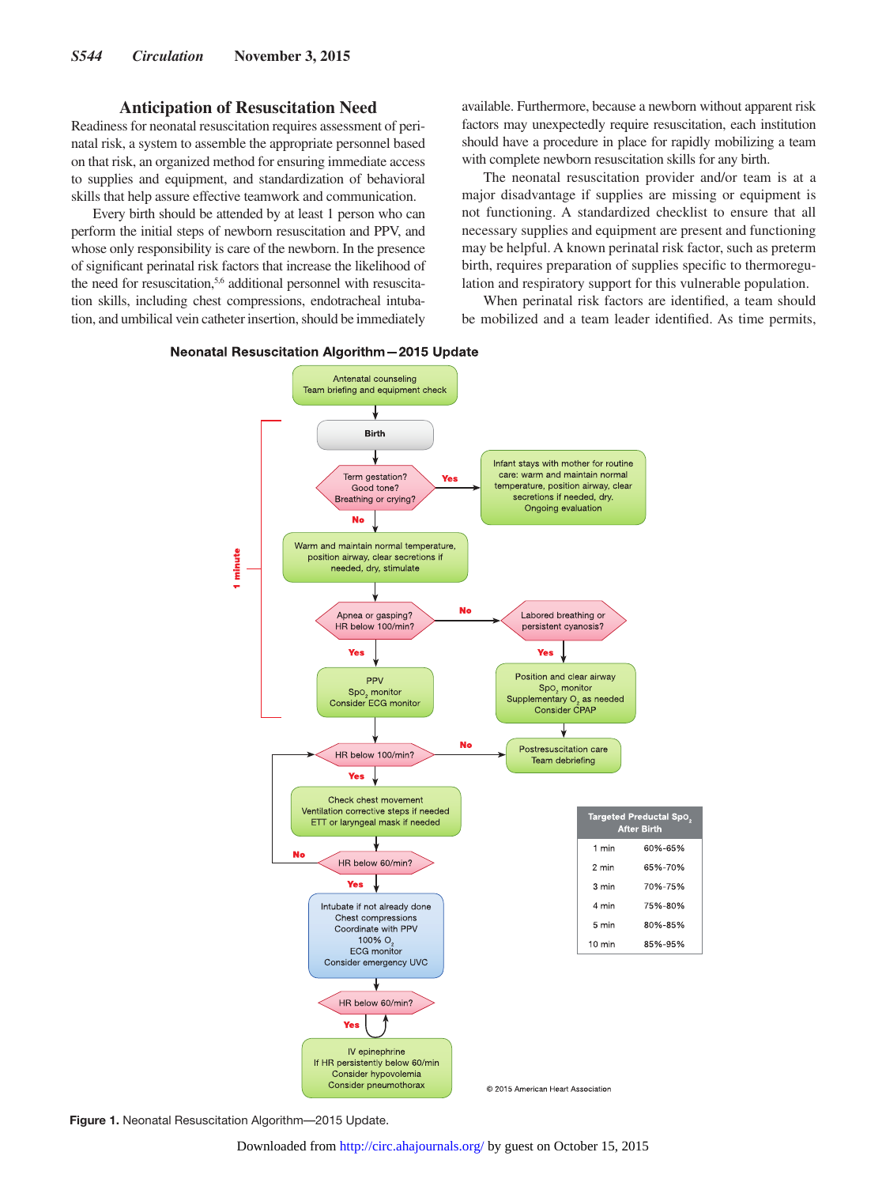## Anticipation of Resuscitation Need

Readiness for neonatal resuscitation requires assessment of perinatal risk, a system to assemble the appropriate personnel based on that risk, an organized method for ensuring immediate access to supplies and equipment, and standardization of behavioral skills that help assure effective teamwork and communication.

Every birth should be attended by at least 1 person who can perform the initial steps of newborn resuscitation and PPV, and whose only responsibility is care of the newborn. In the presence of significant perinatal risk factors that increase the likelihood of the need for resuscitation,[5,6] additional personnel with resuscitation skills, including chest compressions, endotracheal intubation, and umbilical vein catheter insertion, should be immediately available. Furthermore, because a newborn without apparent risk factors may unexpectedly require resuscitation, each institution should have a procedure in place for rapidly mobilizing a team with complete newborn resuscitation skills for any birth.

The neonatal resuscitation provider and/or team is at a major disadvantage if supplies are missing or equipment is not functioning. A standardized checklist to ensure that all necessary supplies and equipment are present and functioning may be helpful. A known perinatal risk factor, such as preterm birth, requires preparation of supplies specific to thermoregulation and respiratory support for this vulnerable population.

When perinatal risk factors are identified, a team should be mobilized and a team leader identified. As time permits,

**Neonatal Resuscitation Algorithm—2015 Update**

Antenatal counseling
Team briefing and equipment check

Birth

1 minute

Term gestation?
Good tone?
Breathing or crying?

Yes

Infant stays with mother for routine care: warm and maintain normal temperature, position airway, clear secretions if needed, dry.
Ongoing evaluation

No

Warm and maintain normal temperature, position airway, clear secretions if needed, dry, stimulate

Apnea or gasping?
HR below 100/min?

No

Labored breathing or persistent cyanosis?

Yes

Position and clear airway
$SpO_2$ monitor
Supplementary $O_2$ as needed
Consider CPAP

Yes

PPV
$SpO_2$ monitor
Consider ECG monitor

HR below 100/min?

No

Postresuscitation care
Team debriefing

Yes

Check chest movement
Ventilation corrective steps if needed
ETT or laryngeal mask if needed

HR below 60/min?

No

Yes

Intubate if not already done
Chest compressions
Coordinate with PPV
100% $O_2$
ECG monitor
Consider emergency UVC

HR below 60/min?

Yes

IV epinephrine
If HR persistently below 60/min
Consider hypovolemia
Consider pneumothorax

| Targeted Preductal $SpO_2$ After Birth | |
|---|---|
| 1 min | 60%-65% |
| 2 min | 65%-70% |
| 3 min | 70%-75% |
| 4 min | 75%-80% |
| 5 min | 80%-85% |
| 10 min | 85%-95% |

© 2015 American Heart Association

**Figure 1.** Neonatal Resuscitation Algorithm—2015 Update.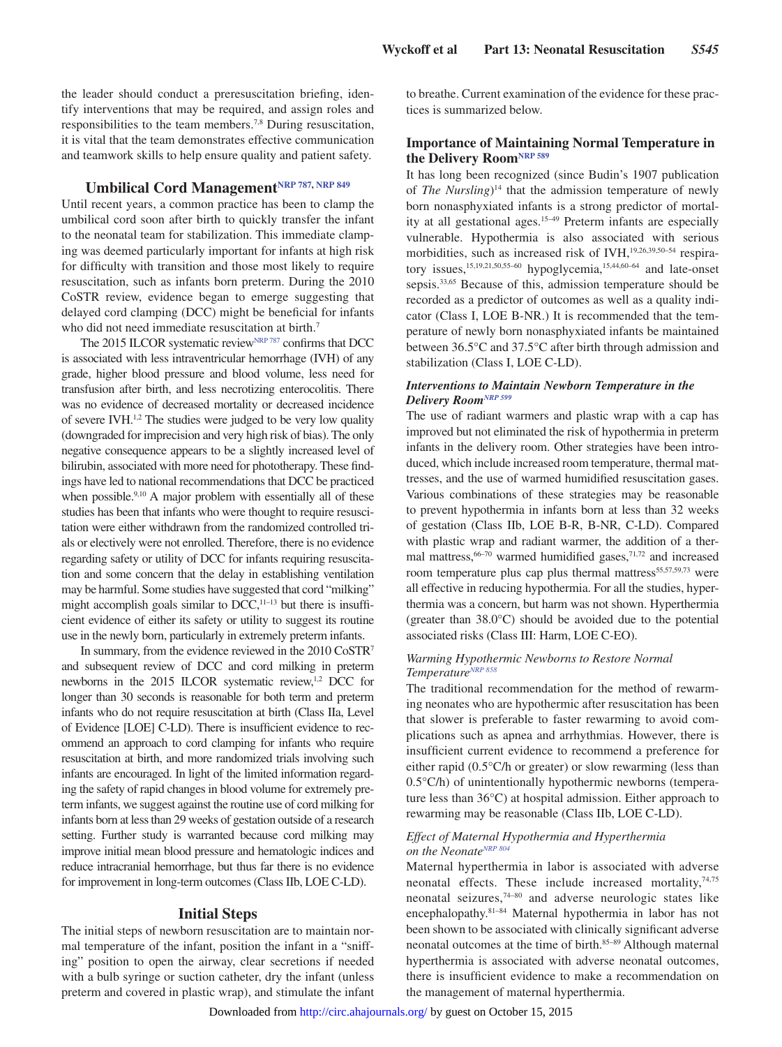the leader should conduct a preresuscitation briefing, identify interventions that may be required, and assign roles and responsibilities to the team members.[7,8] During resuscitation, it is vital that the team demonstrates effective communication and teamwork skills to help ensure quality and patient safety.

## Umbilical Cord Management[NRP 787, NRP 849]

Until recent years, a common practice has been to clamp the umbilical cord soon after birth to quickly transfer the infant to the neonatal team for stabilization. This immediate clamping was deemed particularly important for infants at high risk for difficulty with transition and those most likely to require resuscitation, such as infants born preterm. During the 2010 CoSTR review, evidence began to emerge suggesting that delayed cord clamping (DCC) might be beneficial for infants who did not need immediate resuscitation at birth.[7]

The 2015 ILCOR systematic review[NRP 787] confirms that DCC is associated with less intraventricular hemorrhage (IVH) of any grade, higher blood pressure and blood volume, less need for transfusion after birth, and less necrotizing enterocolitis. There was no evidence of decreased mortality or decreased incidence of severe IVH.[1,2] The studies were judged to be very low quality (downgraded for imprecision and very high risk of bias). The only negative consequence appears to be a slightly increased level of bilirubin, associated with more need for phototherapy. These findings have led to national recommendations that DCC be practiced when possible.[9,10] A major problem with essentially all of these studies has been that infants who were thought to require resuscitation were either withdrawn from the randomized controlled trials or electively were not enrolled. Therefore, there is no evidence regarding safety or utility of DCC for infants requiring resuscitation and some concern that the delay in establishing ventilation may be harmful. Some studies have suggested that cord "milking" might accomplish goals similar to DCC,[11–13] but there is insufficient evidence of either its safety or utility to suggest its routine use in the newly born, particularly in extremely preterm infants.

In summary, from the evidence reviewed in the 2010 CoSTR[7] and subsequent review of DCC and cord milking in preterm newborns in the 2015 ILCOR systematic review,[1,2] DCC for longer than 30 seconds is reasonable for both term and preterm infants who do not require resuscitation at birth (Class IIa, Level of Evidence [LOE] C-LD). There is insufficient evidence to recommend an approach to cord clamping for infants who require resuscitation at birth, and more randomized trials involving such infants are encouraged. In light of the limited information regarding the safety of rapid changes in blood volume for extremely preterm infants, we suggest against the routine use of cord milking for infants born at less than 29 weeks of gestation outside of a research setting. Further study is warranted because cord milking may improve initial mean blood pressure and hematologic indices and reduce intracranial hemorrhage, but thus far there is no evidence for improvement in long-term outcomes (Class IIb, LOE C-LD).

## Initial Steps

The initial steps of newborn resuscitation are to maintain normal temperature of the infant, position the infant in a "sniffing" position to open the airway, clear secretions if needed with a bulb syringe or suction catheter, dry the infant (unless preterm and covered in plastic wrap), and stimulate the infant to breathe. Current examination of the evidence for these practices is summarized below.

### Importance of Maintaining Normal Temperature in the Delivery Room[NRP 589]

It has long been recognized (since Budin's 1907 publication of *The Nursling*)[14] that the admission temperature of newly born nonasphyxiated infants is a strong predictor of mortality at all gestational ages.[15–49] Preterm infants are especially vulnerable. Hypothermia is also associated with serious morbidities, such as increased risk of IVH,[19,26,39,50–54] respiratory issues,[15,19,21,50,55–60] hypoglycemia,[15,44,60–64] and late-onset sepsis.[33,65] Because of this, admission temperature should be recorded as a predictor of outcomes as well as a quality indicator (Class I, LOE B-NR.) It is recommended that the temperature of newly born nonasphyxiated infants be maintained between 36.5°C and 37.5°C after birth through admission and stabilization (Class I, LOE C-LD).

#### *Interventions to Maintain Newborn Temperature in the Delivery Room*[NRP 599]

The use of radiant warmers and plastic wrap with a cap has improved but not eliminated the risk of hypothermia in preterm infants in the delivery room. Other strategies have been introduced, which include increased room temperature, thermal mattresses, and the use of warmed humidified resuscitation gases. Various combinations of these strategies may be reasonable to prevent hypothermia in infants born at less than 32 weeks of gestation (Class IIb, LOE B-R, B-NR, C-LD). Compared with plastic wrap and radiant warmer, the addition of a thermal mattress,[66–70] warmed humidified gases,[71,72] and increased room temperature plus cap plus thermal mattress[55,57,59,73] were all effective in reducing hypothermia. For all the studies, hyperthermia was a concern, but harm was not shown. Hyperthermia (greater than 38.0°C) should be avoided due to the potential associated risks (Class III: Harm, LOE C-EO).

##### *Warming Hypothermic Newborns to Restore Normal Temperature*[NRP 858]

The traditional recommendation for the method of rewarming neonates who are hypothermic after resuscitation has been that slower is preferable to faster rewarming to avoid complications such as apnea and arrhythmias. However, there is insufficient current evidence to recommend a preference for either rapid (0.5°C/h or greater) or slow rewarming (less than 0.5°C/h) of unintentionally hypothermic newborns (temperature less than 36°C) at hospital admission. Either approach to rewarming may be reasonable (Class IIb, LOE C-LD).

##### *Effect of Maternal Hypothermia and Hyperthermia on the Neonate*[NRP 804]

Maternal hyperthermia in labor is associated with adverse neonatal effects. These include increased mortality,[74,75] neonatal seizures,[74–80] and adverse neurologic states like encephalopathy.[81–84] Maternal hypothermia in labor has not been shown to be associated with clinically significant adverse neonatal outcomes at the time of birth.[85–89] Although maternal hyperthermia is associated with adverse neonatal outcomes, there is insufficient evidence to make a recommendation on the management of maternal hyperthermia.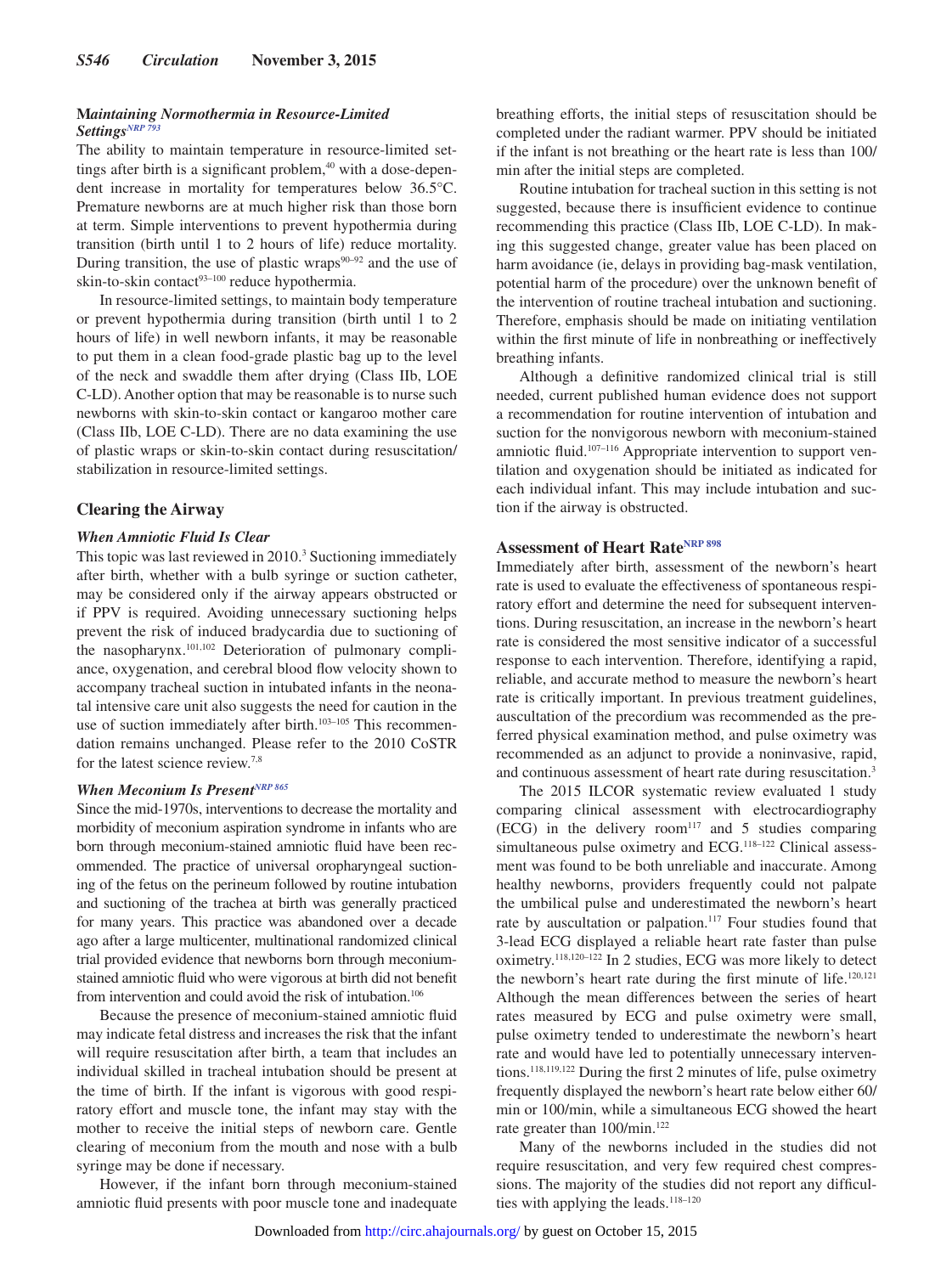### Maintaining Normothermia in Resource-Limited Settings[NRP 793]

The ability to maintain temperature in resource-limited settings after birth is a significant problem,[40] with a dose-dependent increase in mortality for temperatures below 36.5°C. Premature newborns are at much higher risk than those born at term. Simple interventions to prevent hypothermia during transition (birth until 1 to 2 hours of life) reduce mortality. During transition, the use of plastic wraps[90–92] and the use of skin-to-skin contact[93–100] reduce hypothermia.

In resource-limited settings, to maintain body temperature or prevent hypothermia during transition (birth until 1 to 2 hours of life) in well newborn infants, it may be reasonable to put them in a clean food-grade plastic bag up to the level of the neck and swaddle them after drying (Class IIb, LOE C-LD). Another option that may be reasonable is to nurse such newborns with skin-to-skin contact or kangaroo mother care (Class IIb, LOE C-LD). There are no data examining the use of plastic wraps or skin-to-skin contact during resuscitation/stabilization in resource-limited settings.

## Clearing the Airway

### When Amniotic Fluid Is Clear

This topic was last reviewed in 2010.[3] Suctioning immediately after birth, whether with a bulb syringe or suction catheter, may be considered only if the airway appears obstructed or if PPV is required. Avoiding unnecessary suctioning helps prevent the risk of induced bradycardia due to suctioning of the nasopharynx.[101,102] Deterioration of pulmonary compliance, oxygenation, and cerebral blood flow velocity shown to accompany tracheal suction in intubated infants in the neonatal intensive care unit also suggests the need for caution in the use of suction immediately after birth.[103–105] This recommendation remains unchanged. Please refer to the 2010 CoSTR for the latest science review.[7,8]

### When Meconium Is Present[NRP 865]

Since the mid-1970s, interventions to decrease the mortality and morbidity of meconium aspiration syndrome in infants who are born through meconium-stained amniotic fluid have been recommended. The practice of universal oropharyngeal suctioning of the fetus on the perineum followed by routine intubation and sectioning of the trachea at birth was generally practiced for many years. This practice was abandoned over a decade ago after a large multicenter, multinational randomized clinical trial provided evidence that newborns born through meconium-stained amniotic fluid who were vigorous at birth did not benefit from intervention and could avoid the risk of intubation.[106]

Because the presence of meconium-stained amniotic fluid may indicate fetal distress and increases the risk that the infant will require resuscitation after birth, a team that includes an individual skilled in tracheal intubation should be present at the time of birth. If the infant is vigorous with good respiratory effort and muscle tone, the infant may stay with the mother to receive the initial steps of newborn care. Gentle clearing of meconium from the mouth and nose with a bulb syringe may be done if necessary.

However, if the infant born through meconium-stained amniotic fluid presents with poor muscle tone and inadequate breathing efforts, the initial steps of resuscitation should be completed under the radiant warmer. PPV should be initiated if the infant is not breathing or the heart rate is less than 100/min after the initial steps are completed.

Routine intubation for tracheal suction in this setting is not suggested, because there is insufficient evidence to continue recommending this practice (Class IIb, LOE C-LD). In making this suggested change, greater value has been placed on harm avoidance (ie, delays in providing bag-mask ventilation, potential harm of the procedure) over the unknown benefit of the intervention of routine tracheal intubation and suctioning. Therefore, emphasis should be made on initiating ventilation within the first minute of life in nonbreathing or ineffectively breathing infants.

Although a definitive randomized clinical trial is still needed, current published human evidence does not support a recommendation for routine intervention of intubation and suction for the nonvigorous newborn with meconium-stained amniotic fluid.[107–116] Appropriate intervention to support ventilation and oxygenation should be initiated as indicated for each individual infant. This may include intubation and suction if the airway is obstructed.

## Assessment of Heart Rate[NRP 898]

Immediately after birth, assessment of the newborn's heart rate is used to evaluate the effectiveness of spontaneous respiratory effort and determine the need for subsequent interventions. During resuscitation, an increase in the newborn's heart rate is considered the most sensitive indicator of a successful response to each intervention. Therefore, identifying a rapid, reliable, and accurate method to measure the newborn's heart rate is critically important. In previous treatment guidelines, auscultation of the precordium was recommended as the preferred physical examination method, and pulse oximetry was recommended as an adjunct to provide a noninvasive, rapid, and continuous assessment of heart rate during resuscitation.[3]

The 2015 ILCOR systematic review evaluated 1 study comparing clinical assessment with electrocardiography (ECG) in the delivery room[117] and 5 studies comparing simultaneous pulse oximetry and ECG.[118–122] Clinical assessment was found to be both unreliable and inaccurate. Among healthy newborns, providers frequently could not palpate the umbilical pulse and underestimated the newborn's heart rate by auscultation or palpation.[117] Four studies found that 3-lead ECG displayed a reliable heart rate faster than pulse oximetry.[118,120–122] In 2 studies, ECG was more likely to detect the newborn's heart rate during the first minute of life.[120,121] Although the mean differences between the series of heart rates measured by ECG and pulse oximetry were small, pulse oximetry tended to underestimate the newborn's heart rate and would have led to potentially unnecessary interventions.[118,119,122] During the first 2 minutes of life, pulse oximetry frequently displayed the newborn's heart rate below either 60/min or 100/min, while a simultaneous ECG showed the heart rate greater than 100/min.[122]

Many of the newborns included in the studies did not require resuscitation, and very few required chest compressions. The majority of the studies did not report any difficulties with applying the leads.[118–120]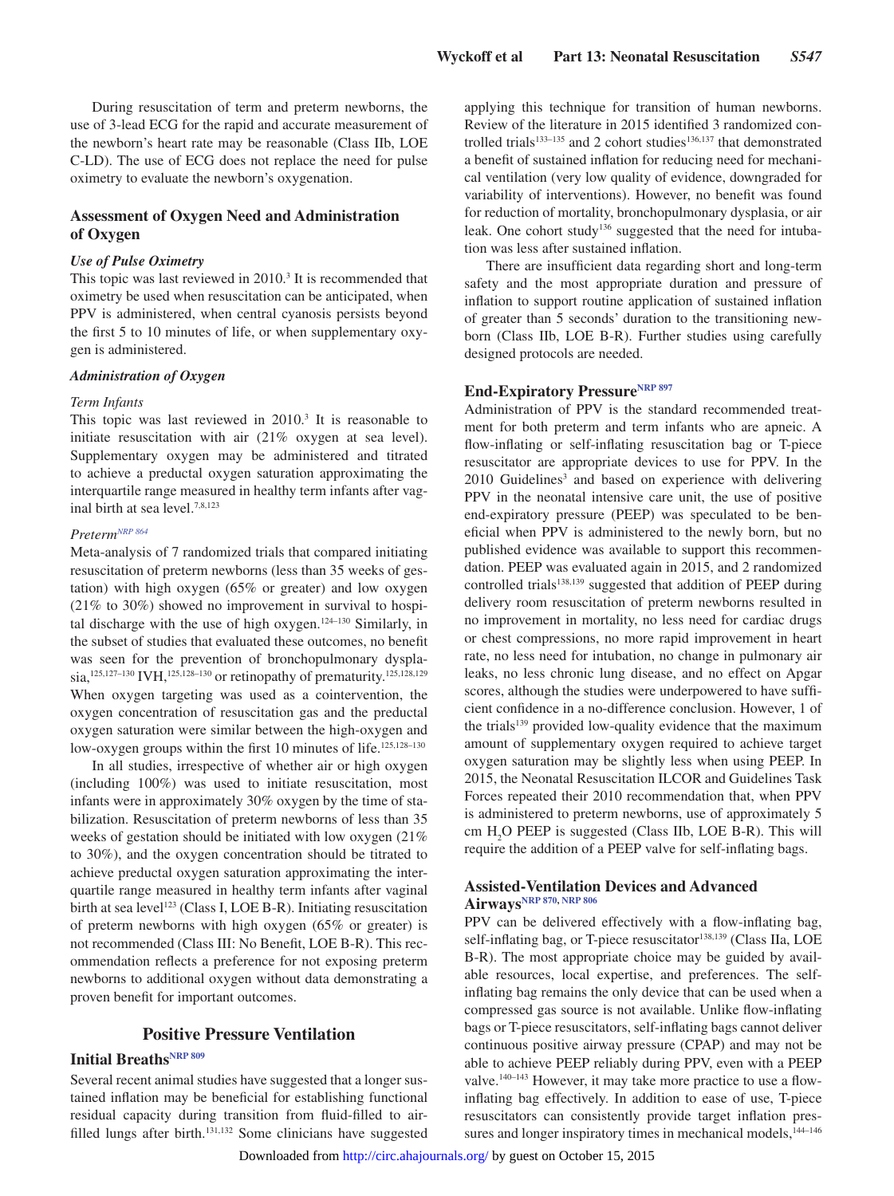During resuscitation of term and preterm newborns, the use of 3-lead ECG for the rapid and accurate measurement of the newborn's heart rate may be reasonable (Class IIb, LOE C-LD). The use of ECG does not replace the need for pulse oximetry to evaluate the newborn's oxygenation.

## Assessment of Oxygen Need and Administration of Oxygen

### *Use of Pulse Oximetry*

This topic was last reviewed in 2010.[3] It is recommended that oximetry be used when resuscitation can be anticipated, when PPV is administered, when central cyanosis persists beyond the first 5 to 10 minutes of life, or when supplementary oxygen is administered.

### *Administration of Oxygen*

#### *Term Infants*

This topic was last reviewed in 2010.[3] It is reasonable to initiate resuscitation with air (21% oxygen at sea level). Supplementary oxygen may be administered and titrated to achieve a preductal oxygen saturation approximating the interquartile range measured in healthy term infants after vaginal birth at sea level.[7,8,123]

#### *Preterm*[NRP 864]

Meta-analysis of 7 randomized trials that compared initiating resuscitation of preterm newborns (less than 35 weeks of gestation) with high oxygen (65% or greater) and low oxygen (21% to 30%) showed no improvement in survival to hospital discharge with the use of high oxygen.[124–130] Similarly, in the subset of studies that evaluated these outcomes, no benefit was seen for the prevention of bronchopulmonary dysplasia,[125,127–130] IVH,[125,128–130] or retinopathy of prematurity.[125,128,129] When oxygen targeting was used as a cointervention, the oxygen concentration of resuscitation gas and the preductal oxygen saturation were similar between the high-oxygen and low-oxygen groups within the first 10 minutes of life.[125,128–130]

In all studies, irrespective of whether air or high oxygen (including 100%) was used to initiate resuscitation, most infants were in approximately 30% oxygen by the time of stabilization. Resuscitation of preterm newborns of less than 35 weeks of gestation should be initiated with low oxygen (21% to 30%), and the oxygen concentration should be titrated to achieve preductal oxygen saturation approximating the interquartile range measured in healthy term infants after vaginal birth at sea level[123] (Class I, LOE B-R). Initiating resuscitation of preterm newborns with high oxygen (65% or greater) is not recommended (Class III: No Benefit, LOE B-R). This recommendation reflects a preference for not exposing preterm newborns to additional oxygen without data demonstrating a proven benefit for important outcomes.

## Positive Pressure Ventilation

### Initial Breaths[NRP 809]

Several recent animal studies have suggested that a longer sustained inflation may be beneficial for establishing functional residual capacity during transition from fluid-filled to air-filled lungs after birth.[131,132] Some clinicians have suggested applying this technique for transition of human newborns. Review of the literature in 2015 identified 3 randomized controlled trials[133–135] and 2 cohort studies[136,137] that demonstrated a benefit of sustained inflation for reducing need for mechanical ventilation (very low quality of evidence, downgraded for variability of interventions). However, no benefit was found for reduction of mortality, bronchopulmonary dysplasia, or air leak. One cohort study[136] suggested that the need for intubation was less after sustained inflation.

There are insufficient data regarding short and long-term safety and the most appropriate duration and pressure of inflation to support routine application of sustained inflation of greater than 5 seconds' duration to the transitioning newborn (Class IIb, LOE B-R). Further studies using carefully designed protocols are needed.

### End-Expiratory Pressure[NRP 897]

Administration of PPV is the standard recommended treatment for both preterm and term infants who are apneic. A flow-inflating or self-inflating resuscitation bag or T-piece resuscitator are appropriate devices to use for PPV. In the 2010 Guidelines[3] and based on experience with delivering PPV in the neonatal intensive care unit, the use of positive end-expiratory pressure (PEEP) was speculated to be beneficial when PPV is administered to the newly born, but no published evidence was available to support this recommendation. PEEP was evaluated again in 2015, and 2 randomized controlled trials[138,139] suggested that addition of PEEP during delivery room resuscitation of preterm newborns resulted in no improvement in mortality, no less need for cardiac drugs or chest compressions, no more rapid improvement in heart rate, no less need for intubation, no change in pulmonary air leaks, no less chronic lung disease, and no effect on Apgar scores, although the studies were underpowered to have sufficient confidence in a no-difference conclusion. However, 1 of the trials[139] provided low-quality evidence that the maximum amount of supplementary oxygen required to achieve target oxygen saturation may be slightly less when using PEEP. In 2015, the Neonatal Resuscitation ILCOR and Guidelines Task Forces repeated their 2010 recommendation that, when PPV is administered to preterm newborns, use of approximately 5 cm $H_2O$ PEEP is suggested (Class IIb, LOE B-R). This will require the addition of a PEEP valve for self-inflating bags.

### Assisted-Ventilation Devices and Advanced Airways[NRP 870, NRP 806]

PPV can be delivered effectively with a flow-inflating bag, self-inflating bag, or T-piece resuscitator[138,139] (Class IIa, LOE B-R). The most appropriate choice may be guided by available resources, local expertise, and preferences. The self-inflating bag remains the only device that can be used when a compressed gas source is not available. Unlike flow-inflating bags or T-piece resuscitators, self-inflating bags cannot deliver continuous positive airway pressure (CPAP) and may not be able to achieve PEEP reliably during PPV, even with a PEEP valve.[140–143] However, it may take more practice to use a flow-inflating bag effectively. In addition to ease of use, T-piece resuscitators can consistently provide target inflation pressures and longer inspiratory times in mechanical models,[144–146]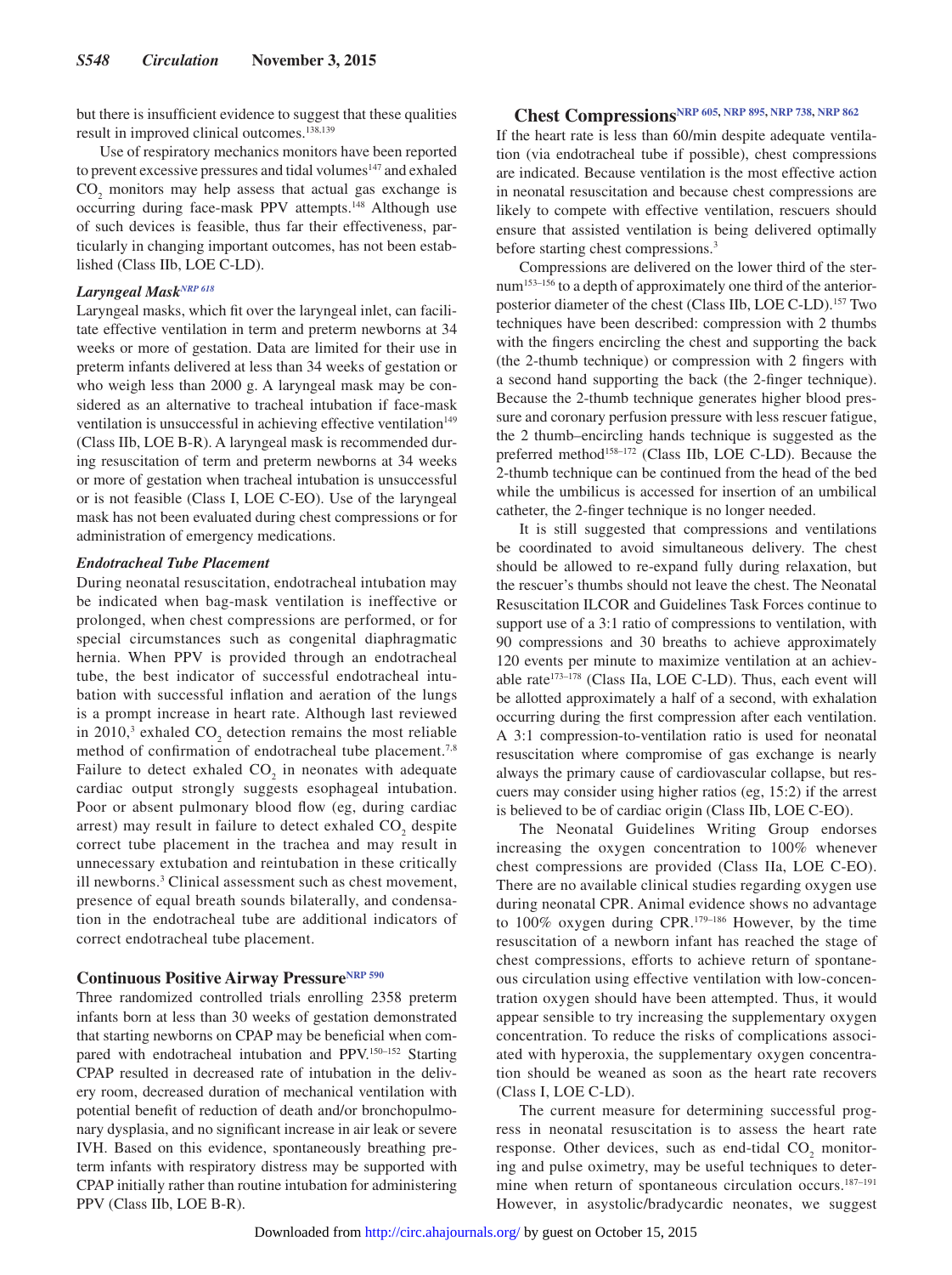but there is insufficient evidence to suggest that these qualities result in improved clinical outcomes.[138,139]

Use of respiratory mechanics monitors have been reported to prevent excessive pressures and tidal volumes[147] and exhaled $CO_2$ monitors may help assess that actual gas exchange is occurring during face-mask PPV attempts.[148] Although use of such devices is feasible, thus far their effectiveness, particularly in changing important outcomes, has not been established (Class IIb, LOE C-LD).

### *Laryngeal Mask*[NRP 618]

Laryngeal masks, which fit over the laryngeal inlet, can facilitate effective ventilation in term and preterm newborns at 34 weeks or more of gestation. Data are limited for their use in preterm infants delivered at less than 34 weeks of gestation or who weigh less than 2000 g. A laryngeal mask may be considered as an alternative to tracheal intubation if face-mask ventilation is unsuccessful in achieving effective ventilation[149] (Class IIb, LOE B-R). A laryngeal mask is recommended during resuscitation of term and preterm newborns at 34 weeks or more of gestation when tracheal intubation is unsuccessful or is not feasible (Class I, LOE C-EO). Use of the laryngeal mask has not been evaluated during chest compressions or for administration of emergency medications.

### *Endotracheal Tube Placement*

During neonatal resuscitation, endotracheal intubation may be indicated when bag-mask ventilation is ineffective or prolonged, when chest compressions are performed, or for special circumstances such as congenital diaphragmatic hernia. When PPV is provided through an endotracheal tube, the best indicator of successful endotracheal intubation with successful inflation and aeration of the lungs is a prompt increase in heart rate. Although last reviewed in 2010,[3] exhaled $CO_2$ detection remains the most reliable method of confirmation of endotracheal tube placement.[7,8] Failure to detect exhaled $CO_2$ in neonates with adequate cardiac output strongly suggests esophageal intubation. Poor or absent pulmonary blood flow (eg, during cardiac arrest) may result in failure to detect exhaled $CO_2$ despite correct tube placement in the trachea and may result in unnecessary extubation and reintubation in these critically ill newborns.[3] Clinical assessment such as chest movement, presence of equal breath sounds bilaterally, and condensation in the endotracheal tube are additional indicators of correct endotracheal tube placement.

## Continuous Positive Airway Pressure[NRP 590]

Three randomized controlled trials enrolling 2358 preterm infants born at less than 30 weeks of gestation demonstrated that starting newborns on CPAP may be beneficial when compared with endotracheal intubation and PPV.[150–152] Starting CPAP resulted in decreased rate of intubation in the delivery room, decreased duration of mechanical ventilation with potential benefit of reduction of death and/or bronchopulmonary dysplasia, and no significant increase in air leak or severe IVH. Based on this evidence, spontaneously breathing preterm infants with respiratory distress may be supported with CPAP initially rather than routine intubation for administering PPV (Class IIb, LOE B-R).

## Chest Compressions[NRP 605, NRP 895, NRP 738, NRP 862]

If the heart rate is less than 60/min despite adequate ventilation (via endotracheal tube if possible), chest compressions are indicated. Because ventilation is the most effective action in neonatal resuscitation and because chest compressions are likely to compete with effective ventilation, rescuers should ensure that assisted ventilation is being delivered optimally before starting chest compressions.[3]

Compressions are delivered on the lower third of the sternum[153–156] to a depth of approximately one third of the anterior-posterior diameter of the chest (Class IIb, LOE C-LD).[157] Two techniques have been described: compression with 2 thumbs with the fingers encircling the chest and supporting the back (the 2-thumb technique) or compression with 2 fingers with a second hand supporting the back (the 2-finger technique). Because the 2-thumb technique generates higher blood pressure and coronary perfusion pressure with less rescuer fatigue, the 2 thumb–encircling hands technique is suggested as the preferred method[158–172] (Class IIb, LOE C-LD). Because the 2-thumb technique can be continued from the head of the bed while the umbilicus is accessed for insertion of an umbilical catheter, the 2-finger technique is no longer needed.

It is still suggested that compressions and ventilations be coordinated to avoid simultaneous delivery. The chest should be allowed to re-expand fully during relaxation, but the rescuer's thumbs should not leave the chest. The Neonatal Resuscitation ILCOR and Guidelines Task Forces continue to support use of a 3:1 ratio of compressions to ventilation, with 90 compressions and 30 breaths to achieve approximately 120 events per minute to maximize ventilation at an achievable rate[173–178] (Class IIa, LOE C-LD). Thus, each event will be allotted approximately a half of a second, with exhalation occurring during the first compression after each ventilation. A 3:1 compression-to-ventilation ratio is used for neonatal resuscitation where compromise of gas exchange is nearly always the primary cause of cardiovascular collapse, but rescuers may consider using higher ratios (eg, 15:2) if the arrest is believed to be of cardiac origin (Class IIb, LOE C-EO).

The Neonatal Guidelines Writing Group endorses increasing the oxygen concentration to 100% whenever chest compressions are provided (Class IIa, LOE C-EO). There are no available clinical studies regarding oxygen use during neonatal CPR. Animal evidence shows no advantage to 100% oxygen during CPR.[179–186] However, by the time resuscitation of a newborn infant has reached the stage of chest compressions, efforts to achieve return of spontaneous circulation using effective ventilation with low-concentration oxygen should have been attempted. Thus, it would appear sensible to try increasing the supplementary oxygen concentration. To reduce the risks of complications associated with hyperoxia, the supplementary oxygen concentration should be weaned as soon as the heart rate recovers (Class I, LOE C-LD).

The current measure for determining successful progress in neonatal resuscitation is to assess the heart rate response. Other devices, such as end-tidal $CO_2$ monitoring and pulse oximetry, may be useful techniques to determine when return of spontaneous circulation occurs.[187–191] However, in asystolic/bradycardic neonates, we suggest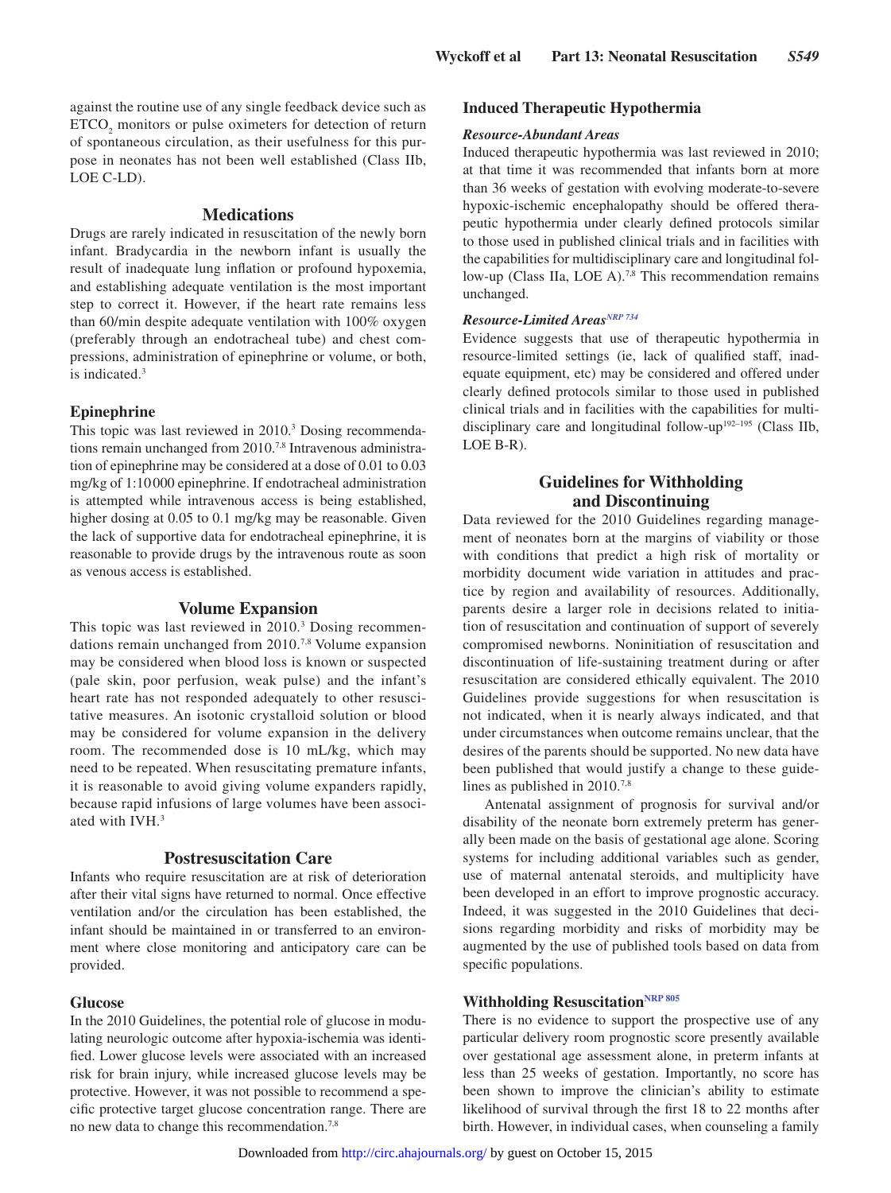against the routine use of any single feedback device such as $ETCO_2$ monitors or pulse oximeters for detection of return of spontaneous circulation, as their usefulness for this purpose in neonates has not been well established (Class IIb, LOE C-LD).

## Medications

Drugs are rarely indicated in resuscitation of the newly born infant. Bradycardia in the newborn infant is usually the result of inadequate lung inflation or profound hypoxemia, and establishing adequate ventilation is the most important step to correct it. However, if the heart rate remains less than 60/min despite adequate ventilation with 100% oxygen (preferably through an endotracheal tube) and chest compressions, administration of epinephrine or volume, or both, is indicated.[3]

### Epinephrine

This topic was last reviewed in 2010.[3] Dosing recommendations remain unchanged from 2010.[7,8] Intravenous administration of epinephrine may be considered at a dose of 0.01 to 0.03 mg/kg of 1:10 000 epinephrine. If endotracheal administration is attempted while intravenous access is being established, higher dosing at 0.05 to 0.1 mg/kg may be reasonable. Given the lack of supportive data for endotracheal epinephrine, it is reasonable to provide drugs by the intravenous route as soon as venous access is established.

## Volume Expansion

This topic was last reviewed in 2010.[3] Dosing recommendations remain unchanged from 2010.[7,8] Volume expansion may be considered when blood loss is known or suspected (pale skin, poor perfusion, weak pulse) and the infant's heart rate has not responded adequately to other resuscitative measures. An isotonic crystalloid solution or blood may be considered for volume expansion in the delivery room. The recommended dose is 10 mL/kg, which may need to be repeated. When resuscitating premature infants, it is reasonable to avoid giving volume expanders rapidly, because rapid infusions of large volumes have been associated with IVH.[3]

## Postresuscitation Care

Infants who require resuscitation are at risk of deterioration after their vital signs have returned to normal. Once effective ventilation and/or the circulation has been established, the infant should be maintained in or transferred to an environment where close monitoring and anticipatory care can be provided.

### Glucose

In the 2010 Guidelines, the potential role of glucose in modulating neurologic outcome after hypoxia-ischemia was identified. Lower glucose levels were associated with an increased risk for brain injury, while increased glucose levels may be protective. However, it was not possible to recommend a specific protective target glucose concentration range. There are no new data to change this recommendation.[7,8]

### Induced Therapeutic Hypothermia

#### *Resource-Abundant Areas*

Induced therapeutic hypothermia was last reviewed in 2010; at that time it was recommended that infants born at more than 36 weeks of gestation with evolving moderate-to-severe hypoxic-ischemic encephalopathy should be offered therapeutic hypothermia under clearly defined protocols similar to those used in published clinical trials and in facilities with the capabilities for multidisciplinary care and longitudinal follow-up (Class IIa, LOE A).[7,8] This recommendation remains unchanged.

#### *Resource-Limited Areas*[NRP 734]

Evidence suggests that use of therapeutic hypothermia in resource-limited settings (ie, lack of qualified staff, inadequate equipment, etc) may be considered and offered under clearly defined protocols similar to those used in published clinical trials and in facilities with the capabilities for multidisciplinary care and longitudinal follow-up[192–195] (Class IIb, LOE B-R).

## Guidelines for Withholding and Discontinuing

Data reviewed for the 2010 Guidelines regarding management of neonates born at the margins of viability or those with conditions that predict a high risk of mortality or morbidity document wide variation in attitudes and practice by region and availability of resources. Additionally, parents desire a larger role in decisions related to initiation of resuscitation and continuation of support of severely compromised newborns. Noninitiation of resuscitation and discontinuation of life-sustaining treatment during or after resuscitation are considered ethically equivalent. The 2010 Guidelines provide suggestions for when resuscitation is not indicated, when it is nearly always indicated, and that under circumstances when outcome remains unclear, that the desires of the parents should be supported. No new data have been published that would justify a change to these guidelines as published in 2010.[7,8]

Antenatal assignment of prognosis for survival and/or disability of the neonate born extremely preterm has generally been made on the basis of gestational age alone. Scoring systems for including additional variables such as gender, use of maternal antenatal steroids, and multiplicity have been developed in an effort to improve prognostic accuracy. Indeed, it was suggested in the 2010 Guidelines that decisions regarding morbidity and risks of morbidity may be augmented by the use of published tools based on data from specific populations.

### Withholding Resuscitation[NRP 805]

There is no evidence to support the prospective use of any particular delivery room prognostic score presently available over gestational age assessment alone, in preterm infants at less than 25 weeks of gestation. Importantly, no score has been shown to improve the clinician's ability to estimate likelihood of survival through the first 18 to 22 months after birth. However, in individual cases, when counseling a family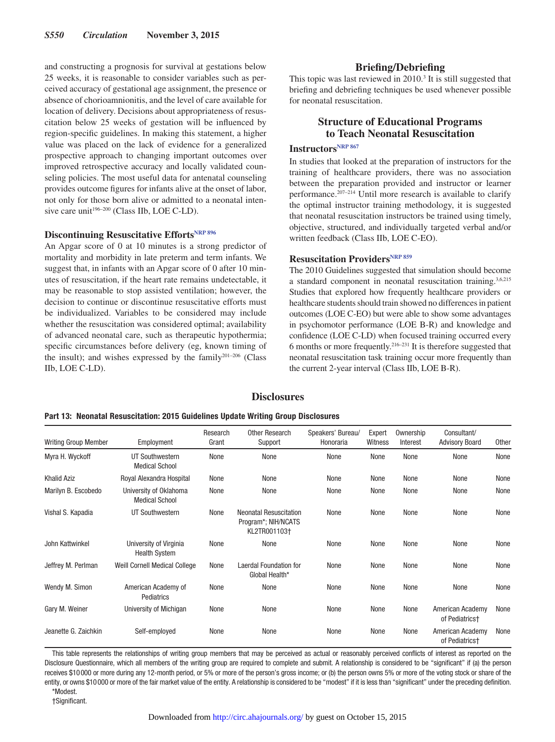and constructing a prognosis for survival at gestations below 25 weeks, it is reasonable to consider variables such as perceived accuracy of gestational age assignment, the presence or absence of chorioamnionitis, and the level of care available for location of delivery. Decisions about appropriateness of resuscitation below 25 weeks of gestation will be influenced by region-specific guidelines. In making this statement, a higher value was placed on the lack of evidence for a generalized prospective approach to changing important outcomes over improved retrospective accuracy and locally validated counseling policies. The most useful data for antenatal counseling provides outcome figures for infants alive at the onset of labor, not only for those born alive or admitted to a neonatal intensive care unit[196–200] (Class IIb, LOE C-LD).

### Discontinuing Resuscitative Efforts[NRP 896]

An Apgar score of 0 at 10 minutes is a strong predictor of mortality and morbidity in late preterm and term infants. We suggest that, in infants with an Apgar score of 0 after 10 minutes of resuscitation, if the heart rate remains undetectable, it may be reasonable to stop assisted ventilation; however, the decision to continue or discontinue resuscitative efforts must be individualized. Variables to be considered may include whether the resuscitation was considered optimal; availability of advanced neonatal care, such as therapeutic hypothermia; specific circumstances before delivery (eg, known timing of the insult); and wishes expressed by the family[201–206] (Class IIb, LOE C-LD).

## Briefing/Debriefing

This topic was last reviewed in 2010.[3] It is still suggested that briefing and debriefing techniques be used whenever possible for neonatal resuscitation.

## Structure of Educational Programs to Teach Neonatal Resuscitation

### Instructors[NRP 867]

In studies that looked at the preparation of instructors for the training of healthcare providers, there was no association between the preparation provided and instructor or learner performance.[207–214] Until more research is available to clarify the optimal instructor training methodology, it is suggested that neonatal resuscitation instructors be trained using timely, objective, structured, and individually targeted verbal and/or written feedback (Class IIb, LOE C-EO).

### Resuscitation Providers[NRP 859]

The 2010 Guidelines suggested that simulation should become a standard component in neonatal resuscitation training.[3,6,215] Studies that explored how frequently healthcare providers or healthcare students should train showed no differences in patient outcomes (LOE C-EO) but were able to show some advantages in psychomotor performance (LOE B-R) and knowledge and confidence (LOE C-LD) when focused training occurred every 6 months or more frequently.[216–231] It is therefore suggested that neonatal resuscitation task training occur more frequently than the current 2-year interval (Class IIb, LOE B-R).

## Disclosures

**Part 13: Neonatal Resuscitation: 2015 Guidelines Update Writing Group Disclosures**

| Writing Group Member | Employment | Research Grant | Other Research Support | Speakers' Bureau/ Honoraria | Expert Witness | Ownership Interest | Consultant/ Advisory Board | Other |
|---|---|---|---|---|---|---|---|---|
| Myra H. Wyckoff | UT Southwestern Medical School | None | None | None | None | None | None | None |
| Khalid Aziz | Royal Alexandra Hospital | None | None | None | None | None | None | None |
| Marilyn B. Escobedo | University of Oklahoma Medical School | None | None | None | None | None | None | None |
| Vishal S. Kapadia | UT Southwestern | None | Neonatal Resuscitation Program*; NIH/NCATS KL2TR001103† | None | None | None | None | None |
| John Kattwinkel | University of Virginia Health System | None | None | None | None | None | None | None |
| Jeffrey M. Perlman | Weill Cornell Medical College | None | Laerdal Foundation for Global Health* | None | None | None | None | None |
| Wendy M. Simon | American Academy of Pediatrics | None | None | None | None | None | None | None |
| Gary M. Weiner | University of Michigan | None | None | None | None | None | American Academy of Pediatrics† | None |
| Jeanette G. Zaichkin | Self-employed | None | None | None | None | None | American Academy of Pediatrics† | None |

This table represents the relationships of writing group members that may be perceived as actual or reasonably perceived conflicts of interest as reported on the Disclosure Questionnaire, which all members of the writing group are required to complete and submit. A relationship is considered to be "significant" if (a) the person receives $10 000 or more during any 12-month period, or 5% or more of the person's gross income; or (b) the person owns 5% or more of the voting stock or share of the entity, or owns $10 000 or more of the fair market value of the entity. A relationship is considered to be "modest" if it is less than "significant" under the preceding definition.

*Modest.

†Significant.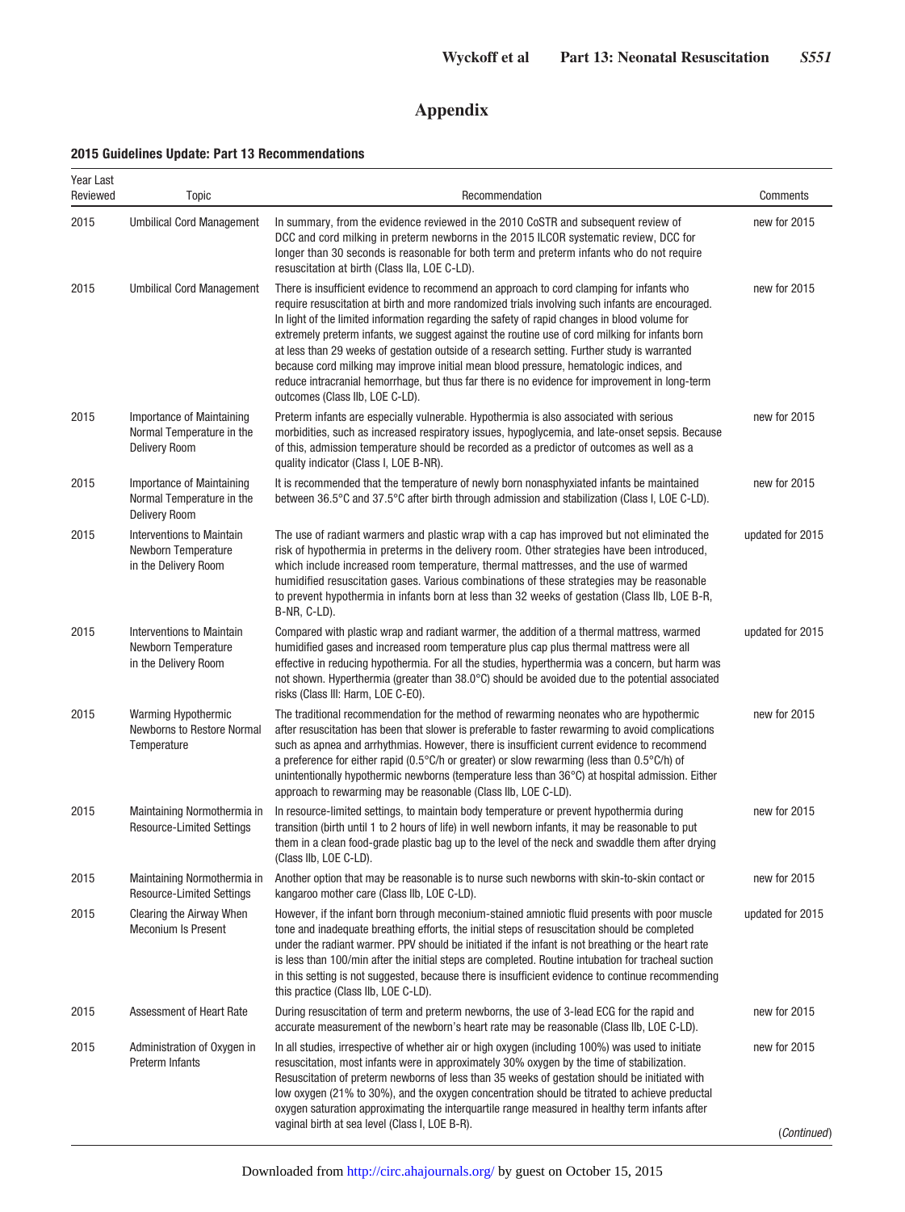# Appendix

### 2015 Guidelines Update: Part 13 Recommendations

| Year Last Reviewed | Topic | Recommendation | Comments |
|---|---|---|---|
| 2015 | Umbilical Cord Management | In summary, from the evidence reviewed in the 2010 CoSTR and subsequent review of DCC and cord milking in preterm newborns in the 2015 ILCOR systematic review, DCC for longer than 30 seconds is reasonable for both term and preterm infants who do not require resuscitation at birth (Class IIa, LOE C-LD). | new for 2015 |
| 2015 | Umbilical Cord Management | There is insufficient evidence to recommend an approach to cord clamping for infants who require resuscitation at birth and more randomized trials involving such infants are encouraged. In light of the limited information regarding the safety of rapid changes in blood volume for extremely preterm infants, we suggest against the routine use of cord milking for infants born at less than 29 weeks of gestation outside of a research setting. Further study is warranted because cord milking may improve initial mean blood pressure, hematologic indices, and reduce intracranial hemorrhage, but thus far there is no evidence for improvement in long-term outcomes (Class IIb, LOE C-LD). | new for 2015 |
| 2015 | Importance of Maintaining Normal Temperature in the Delivery Room | Preterm infants are especially vulnerable. Hypothermia is also associated with serious morbidities, such as increased respiratory issues, hypoglycemia, and late-onset sepsis. Because of this, admission temperature should be recorded as a predictor of outcomes as well as a quality indicator (Class I, LOE B-NR). | new for 2015 |
| 2015 | Importance of Maintaining Normal Temperature in the Delivery Room | It is recommended that the temperature of newly born nonasphyxiated infants be maintained between 36.5°C and 37.5°C after birth through admission and stabilization (Class I, LOE C-LD). | new for 2015 |
| 2015 | Interventions to Maintain Newborn Temperature in the Delivery Room | The use of radiant warmers and plastic wrap with a cap has improved but not eliminated the risk of hypothermia in preterms in the delivery room. Other strategies have been introduced, which include increased room temperature, thermal mattresses, and the use of warmed humidified resuscitation gases. Various combinations of these strategies may be reasonable to prevent hypothermia in infants born at less than 32 weeks of gestation (Class IIb, LOE B-R, B-NR, C-LD). | updated for 2015 |
| 2015 | Interventions to Maintain Newborn Temperature in the Delivery Room | Compared with plastic wrap and radiant warmer, the addition of a thermal mattress, warmed humidified gases and increased room temperature plus cap plus thermal mattress were all effective in reducing hypothermia. For all the studies, hyperthermia was a concern, but harm was not shown. Hyperthermia (greater than 38.0°C) should be avoided due to the potential associated risks (Class III: Harm, LOE C-EO). | updated for 2015 |
| 2015 | Warming Hypothermic Newborns to Restore Normal Temperature | The traditional recommendation for the method of rewarming neonates who are hypothermic after resuscitation has been that slower is preferable to faster rewarming to avoid complications such as apnea and arrhythmias. However, there is insufficient current evidence to recommend a preference for either rapid (0.5°C/h or greater) or slow rewarming (less than 0.5°C/h) of unintentionally hypothermic newborns (temperature less than 36°C) at hospital admission. Either approach to rewarming may be reasonable (Class IIb, LOE C-LD). | new for 2015 |
| 2015 | Maintaining Normothermia in Resource-Limited Settings | In resource-limited settings, to maintain body temperature or prevent hypothermia during transition (birth until 1 to 2 hours of life) in well newborn infants, it may be reasonable to put them in a clean food-grade plastic bag up to the level of the neck and swaddle them after drying (Class IIb, LOE C-LD). | new for 2015 |
| 2015 | Maintaining Normothermia in Resource-Limited Settings | Another option that may be reasonable is to nurse such newborns with skin-to-skin contact or kangaroo mother care (Class IIb, LOE C-LD). | new for 2015 |
| 2015 | Clearing the Airway When Meconium Is Present | However, if the infant born through meconium-stained amniotic fluid presents with poor muscle tone and inadequate breathing efforts, the initial steps of resuscitation should be completed under the radiant warmer. PPV should be initiated if the infant is not breathing or the heart rate is less than 100/min after the initial steps are completed. Routine intubation for tracheal suction in this setting is not suggested, because there is insufficient evidence to continue recommending this practice (Class IIb, LOE C-LD). | updated for 2015 |
| 2015 | Assessment of Heart Rate | During resuscitation of term and preterm newborns, the use of 3-lead ECG for the rapid and accurate measurement of the newborn's heart rate may be reasonable (Class IIb, LOE C-LD). | new for 2015 |
| 2015 | Administration of Oxygen in Preterm Infants | In all studies, irrespective of whether air or high oxygen (including 100%) was used to initiate resuscitation, most infants were in approximately 30% oxygen by the time of stabilization. Resuscitation of preterm newborns of less than 35 weeks of gestation should be initiated with low oxygen (21% to 30%), and the oxygen concentration should be titrated to achieve preductal oxygen saturation approximating the interquartile range measured in healthy term infants after vaginal birth at sea level (Class I, LOE B-R). | new for 2015 |

(*Continued*)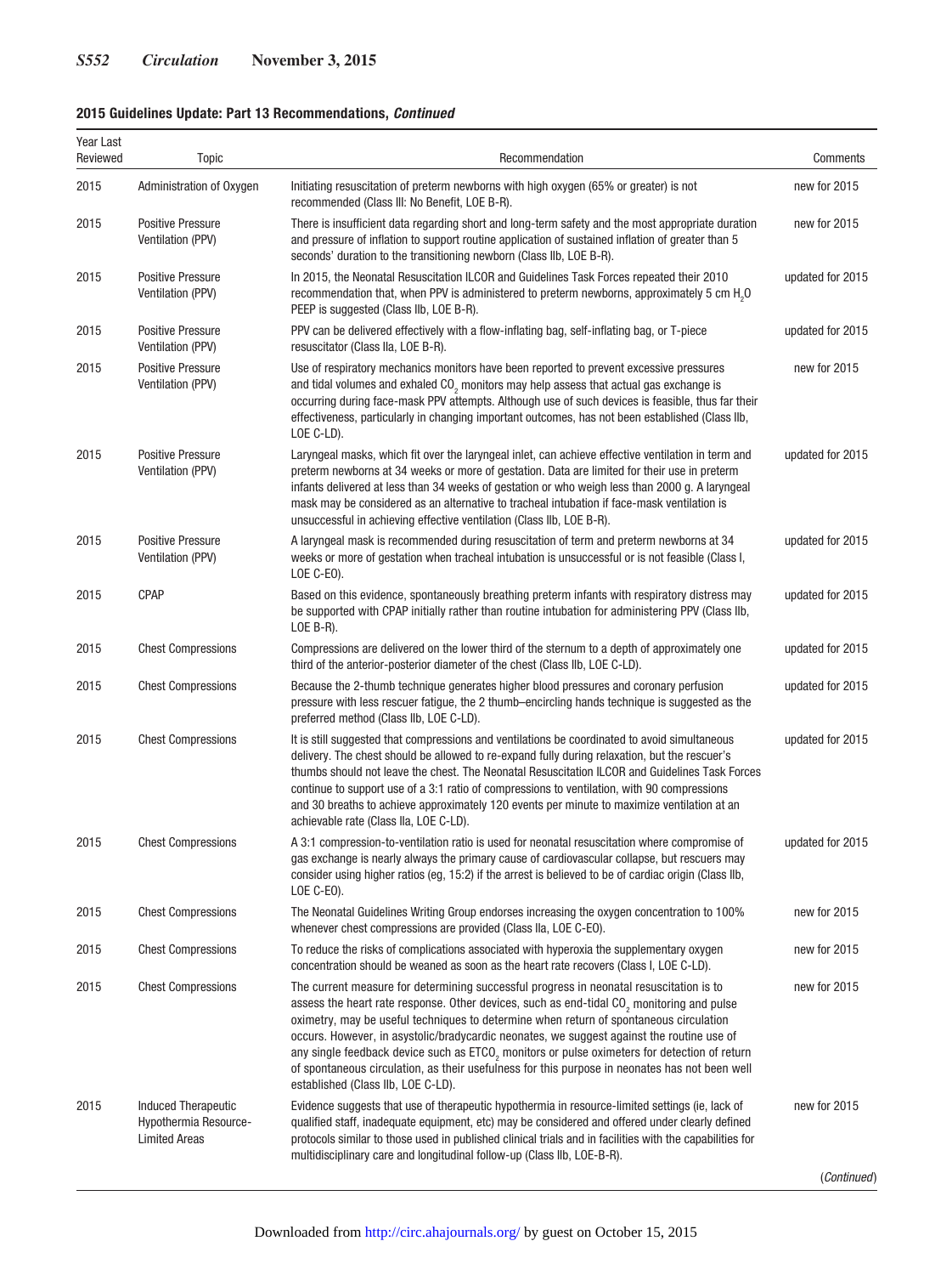**2015 Guidelines Update: Part 13 Recommendations, *Continued***

| Year Last Reviewed | Topic | Recommendation | Comments |
|---|---|---|---|
| 2015 | Administration of Oxygen | Initiating resuscitation of preterm newborns with high oxygen (65% or greater) is not recommended (Class III: No Benefit, LOE B-R). | new for 2015 |
| 2015 | Positive Pressure Ventilation (PPV) | There is insufficient data regarding short and long-term safety and the most appropriate duration and pressure of inflation to support routine application of sustained inflation of greater than 5 seconds' duration to the transitioning newborn (Class IIb, LOE B-R). | new for 2015 |
| 2015 | Positive Pressure Ventilation (PPV) | In 2015, the Neonatal Resuscitation ILCOR and Guidelines Task Forces repeated their 2010 recommendation that, when PPV is administered to preterm newborns, approximately 5 cm $H_2O$ PEEP is suggested (Class IIb, LOE B-R). | updated for 2015 |
| 2015 | Positive Pressure Ventilation (PPV) | PPV can be delivered effectively with a flow-inflating bag, self-inflating bag, or T-piece resuscitator (Class IIa, LOE B-R). | updated for 2015 |
| 2015 | Positive Pressure Ventilation (PPV) | Use of respiratory mechanics monitors have been reported to prevent excessive pressures and tidal volumes and exhaled $CO_2$ monitors may help assess that actual gas exchange is occurring during face-mask PPV attempts. Although use of such devices is feasible, thus far their effectiveness, particularly in changing important outcomes, has not been established (Class IIb, LOE C-LD). | new for 2015 |
| 2015 | Positive Pressure Ventilation (PPV) | Laryngeal masks, which fit over the laryngeal inlet, can achieve effective ventilation in term and preterm newborns at 34 weeks or more of gestation. Data are limited for their use in preterm infants delivered at less than 34 weeks of gestation or who weigh less than 2000 g. A laryngeal mask may be considered as an alternative to tracheal intubation if face-mask ventilation is unsuccessful in achieving effective ventilation (Class IIb, LOE B-R). | updated for 2015 |
| 2015 | Positive Pressure Ventilation (PPV) | A laryngeal mask is recommended during resuscitation of term and preterm newborns at 34 weeks or more of gestation when tracheal intubation is unsuccessful or is not feasible (Class I, LOE C-EO). | updated for 2015 |
| 2015 | CPAP | Based on this evidence, spontaneously breathing preterm infants with respiratory distress may be supported with CPAP initially rather than routine intubation for administering PPV (Class IIb, LOE B-R). | updated for 2015 |
| 2015 | Chest Compressions | Compressions are delivered on the lower third of the sternum to a depth of approximately one third of the anterior-posterior diameter of the chest (Class IIb, LOE C-LD). | updated for 2015 |
| 2015 | Chest Compressions | Because the 2-thumb technique generates higher blood pressures and coronary perfusion pressure with less rescuer fatigue, the 2 thumb–encircling hands technique is suggested as the preferred method (Class IIb, LOE C-LD). | updated for 2015 |
| 2015 | Chest Compressions | It is still suggested that compressions and ventilations be coordinated to avoid simultaneous delivery. The chest should be allowed to re-expand fully during relaxation, but the rescuer's thumbs should not leave the chest. The Neonatal Resuscitation ILCOR and Guidelines Task Forces continue to support use of a 3:1 ratio of compressions to ventilation, with 90 compressions and 30 breaths to achieve approximately 120 events per minute to maximize ventilation at an achievable rate (Class IIa, LOE C-LD). | updated for 2015 |
| 2015 | Chest Compressions | A 3:1 compression-to-ventilation ratio is used for neonatal resuscitation where compromise of gas exchange is nearly always the primary cause of cardiovascular collapse, but rescuers may consider using higher ratios (eg, 15:2) if the arrest is believed to be of cardiac origin (Class IIb, LOE C-EO). | updated for 2015 |
| 2015 | Chest Compressions | The Neonatal Guidelines Writing Group endorses increasing the oxygen concentration to 100% whenever chest compressions are provided (Class IIa, LOE C-EO). | new for 2015 |
| 2015 | Chest Compressions | To reduce the risks of complications associated with hyperoxia the supplementary oxygen concentration should be weaned as soon as the heart rate recovers (Class I, LOE C-LD). | new for 2015 |
| 2015 | Chest Compressions | The current measure for determining successful progress in neonatal resuscitation is to assess the heart rate response. Other devices, such as end-tidal $CO_2$ monitoring and pulse oximetry, may be useful techniques to determine when return of spontaneous circulation occurs. However, in asystolic/bradycardic neonates, we suggest against the routine use of any single feedback device such as $ETCO_2$ monitors or pulse oximeters for detection of return of spontaneous circulation, as their usefulness for this purpose in neonates has not been well established (Class IIb, LOE C-LD). | new for 2015 |
| 2015 | Induced Therapeutic Hypothermia Resource-Limited Areas | Evidence suggests that use of therapeutic hypothermia in resource-limited settings (ie, lack of qualified staff, inadequate equipment, etc) may be considered and offered under clearly defined protocols similar to those used in published clinical trials and in facilities with the capabilities for multidisciplinary care and longitudinal follow-up (Class IIb, LOE-B-R). | new for 2015 |

(*Continued*)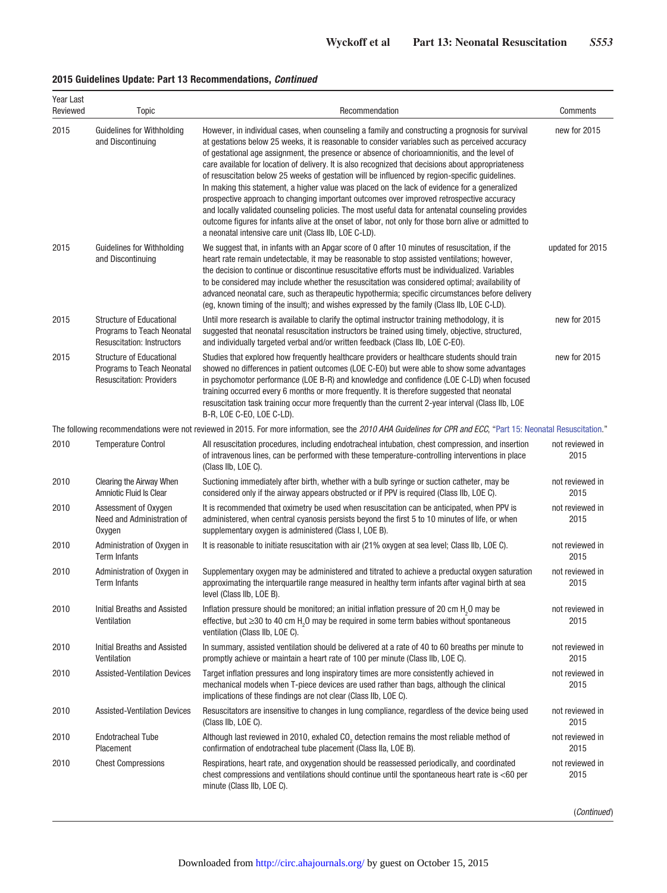**2015 Guidelines Update: Part 13 Recommendations, *Continued***

| Year Last Reviewed | Topic | Recommendation | Comments |
|---|---|---|---|
| 2015 | Guidelines for Withholding and Discontinuing | However, in individual cases, when counseling a family and constructing a prognosis for survival at gestations below 25 weeks, it is reasonable to consider variables such as perceived accuracy of gestational age assignment, the presence or absence of chorioamnionitis, and the level of care available for location of delivery. It is also recognized that decisions about appropriateness of resuscitation below 25 weeks of gestation will be influenced by region-specific guidelines. In making this statement, a higher value was placed on the lack of evidence for a generalized prospective approach to changing important outcomes over improved retrospective accuracy and locally validated counseling policies. The most useful data for antenatal counseling provides outcome figures for infants alive at the onset of labor, not only for those born alive or admitted to a neonatal intensive care unit (Class IIb, LOE C-LD). | new for 2015 |
| 2015 | Guidelines for Withholding and Discontinuing | We suggest that, in infants with an Apgar score of 0 after 10 minutes of resuscitation, if the heart rate remain undetectable, it may be reasonable to stop assisted ventilations; however, the decision to continue or discontinue resuscitative efforts must be individualized. Variables to be considered may include whether the resuscitation was considered optimal; availability of advanced neonatal care, such as therapeutic hypothermia; specific circumstances before delivery (eg, known timing of the insult); and wishes expressed by the family (Class IIb, LOE C-LD). | updated for 2015 |
| 2015 | Structure of Educational Programs to Teach Neonatal Resuscitation: Instructors | Until more research is available to clarify the optimal instructor training methodology, it is suggested that neonatal resuscitation instructors be trained using timely, objective, structured, and individually targeted verbal and/or written feedback (Class IIb, LOE C-EO). | new for 2015 |
| 2015 | Structure of Educational Programs to Teach Neonatal Resuscitation: Providers | Studies that explored how frequently healthcare providers or healthcare students should train showed no differences in patient outcomes (LOE C-EO) but were able to show some advantages in psychomotor performance (LOE B-R) and knowledge and confidence (LOE C-LD) when focused training occurred every 6 months or more frequently. It is therefore suggested that neonatal resuscitation task training occur more frequently than the current 2-year interval (Class IIb, LOE B-R, LOE C-EO, LOE C-LD). | new for 2015 |
| The following recommendations were not reviewed in 2015. For more information, see the *2010 AHA Guidelines for CPR and ECC*, "Part 15: Neonatal Resuscitation." | | | |
| 2010 | Temperature Control | All resuscitation procedures, including endotracheal intubation, chest compression, and insertion of intravenous lines, can be performed with these temperature-controlling interventions in place (Class IIb, LOE C). | not reviewed in 2015 |
| 2010 | Clearing the Airway When Amniotic Fluid Is Clear | Suctioning immediately after birth, whether with a bulb syringe or suction catheter, may be considered only if the airway appears obstructed or if PPV is required (Class IIb, LOE C). | not reviewed in 2015 |
| 2010 | Assessment of Oxygen Need and Administration of Oxygen | It is recommended that oximetry be used when resuscitation can be anticipated, when PPV is administered, when central cyanosis persists beyond the first 5 to 10 minutes of life, or when supplementary oxygen is administered (Class I, LOE B). | not reviewed in 2015 |
| 2010 | Administration of Oxygen in Term Infants | It is reasonable to initiate resuscitation with air (21% oxygen at sea level; Class IIb, LOE C). | not reviewed in 2015 |
| 2010 | Administration of Oxygen in Term Infants | Supplementary oxygen may be administered and titrated to achieve a preductal oxygen saturation approximating the interquartile range measured in healthy term infants after vaginal birth at sea level (Class IIb, LOE B). | not reviewed in 2015 |
| 2010 | Initial Breaths and Assisted Ventilation | Inflation pressure should be monitored; an initial inflation pressure of 20 cm $H_2O$ may be effective, but ≥30 to 40 cm $H_2O$ may be required in some term babies without spontaneous ventilation (Class IIb, LOE C). | not reviewed in 2015 |
| 2010 | Initial Breaths and Assisted Ventilation | In summary, assisted ventilation should be delivered at a rate of 40 to 60 breaths per minute to promptly achieve or maintain a heart rate of 100 per minute (Class IIb, LOE C). | not reviewed in 2015 |
| 2010 | Assisted-Ventilation Devices | Target inflation pressures and long inspiratory times are more consistently achieved in mechanical models when T-piece devices are used rather than bags, although the clinical implications of these findings are not clear (Class IIb, LOE C). | not reviewed in 2015 |
| 2010 | Assisted-Ventilation Devices | Resuscitators are insensitive to changes in lung compliance, regardless of the device being used (Class IIb, LOE C). | not reviewed in 2015 |
| 2010 | Endotracheal Tube Placement | Although last reviewed in 2010, exhaled $CO_2$ detection remains the most reliable method of confirmation of endotracheal tube placement (Class IIa, LOE B). | not reviewed in 2015 |
| 2010 | Chest Compressions | Respirations, heart rate, and oxygenation should be reassessed periodically, and coordinated chest compressions and ventilations should continue until the spontaneous heart rate is <60 per minute (Class IIb, LOE C). | not reviewed in 2015 |

(*Continued*)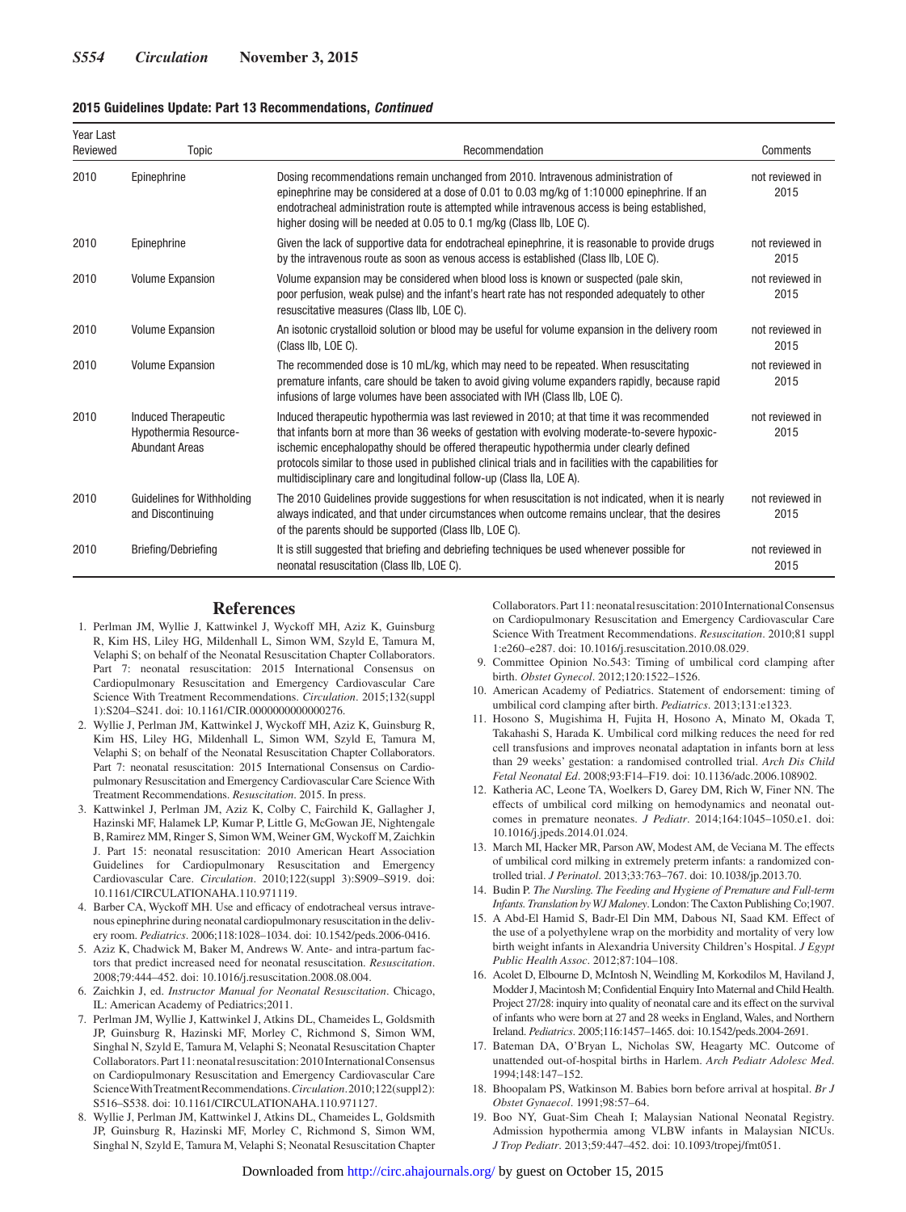**2015 Guidelines Update: Part 13 Recommendations, *Continued***

| Year Last Reviewed | Topic | Recommendation | Comments |
|---|---|---|---|
| 2010 | Epinephrine | Dosing recommendations remain unchanged from 2010. Intravenous administration of epinephrine may be considered at a dose of 0.01 to 0.03 mg/kg of 1:10 000 epinephrine. If an endotracheal administration route is attempted while intravenous access is being established, higher dosing will be needed at 0.05 to 0.1 mg/kg (Class IIb, LOE C). | not reviewed in 2015 |
| 2010 | Epinephrine | Given the lack of supportive data for endotracheal epinephrine, it is reasonable to provide drugs by the intravenous route as soon as venous access is established (Class IIb, LOE C). | not reviewed in 2015 |
| 2010 | Volume Expansion | Volume expansion may be considered when blood loss is known or suspected (pale skin, poor perfusion, weak pulse) and the infant's heart rate has not responded adequately to other resuscitative measures (Class IIb, LOE C). | not reviewed in 2015 |
| 2010 | Volume Expansion | An isotonic crystalloid solution or blood may be useful for volume expansion in the delivery room (Class IIb, LOE C). | not reviewed in 2015 |
| 2010 | Volume Expansion | The recommended dose is 10 mL/kg, which may need to be repeated. When resuscitating premature infants, care should be taken to avoid giving volume expanders rapidly, because rapid infusions of large volumes have been associated with IVH (Class IIb, LOE C). | not reviewed in 2015 |
| 2010 | Induced Therapeutic Hypothermia Resource-Abundant Areas | Induced therapeutic hypothermia was last reviewed in 2010; at that time it was recommended that infants born at more than 36 weeks of gestation with evolving moderate-to-severe hypoxic-ischemic encephalopathy should be offered therapeutic hypothermia under clearly defined protocols similar to those used in published clinical trials and in facilities with the capabilities for multidisciplinary care and longitudinal follow-up (Class IIa, LOE A). | not reviewed in 2015 |
| 2010 | Guidelines for Withholding and Discontinuing | The 2010 Guidelines provide suggestions for when resuscitation is not indicated, when it is nearly always indicated, and that under circumstances when outcome remains unclear, that the desires of the parents should be supported (Class IIb, LOE C). | not reviewed in 2015 |
| 2010 | Briefing/Debriefing | It is still suggested that briefing and debriefing techniques be used whenever possible for neonatal resuscitation (Class IIb, LOE C). | not reviewed in 2015 |

## References

1. Perlman JM, Wyllie J, Kattwinkel J, Wyckoff MH, Aziz K, Guinsburg R, Kim HS, Liley HG, Mildenhall L, Simon WM, Szyld E, Tamura M, Velaphi S; on behalf of the Neonatal Resuscitation Chapter Collaborators. Part 7: neonatal resuscitation: 2015 International Consensus on Cardiopulmonary Resuscitation and Emergency Cardiovascular Care Science With Treatment Recommendations. *Circulation*. 2015;132(suppl 1):S204–S241. doi: 10.1161/CIR.0000000000000276.
2. Wyllie J, Perlman JM, Kattwinkel J, Wyckoff MH, Aziz K, Guinsburg R, Kim HS, Liley HG, Mildenhall L, Simon WM, Szyld E, Tamura M, Velaphi S; on behalf of the Neonatal Resuscitation Chapter Collaborators. Part 7: neonatal resuscitation: 2015 International Consensus on Cardiopulmonary Resuscitation and Emergency Cardiovascular Care Science With Treatment Recommendations. *Resuscitation*. 2015. In press.
3. Kattwinkel J, Perlman JM, Aziz K, Colby C, Fairchild K, Gallagher J, Hazinski MF, Halamek LP, Kumar P, Little G, McGowan JE, Nightengale B, Ramirez MM, Ringer S, Simon WM, Weiner GM, Wyckoff M, Zaichkin J. Part 15: neonatal resuscitation: 2010 American Heart Association Guidelines for Cardiopulmonary Resuscitation and Emergency Cardiovascular Care. *Circulation*. 2010;122(suppl 3):S909–S919. doi: 10.1161/CIRCULATIONAHA.110.971119.
4. Barber CA, Wyckoff MH. Use and efficacy of endotracheal versus intravenous epinephrine during neonatal cardiopulmonary resuscitation in the delivery room. *Pediatrics*. 2006;118:1028–1034. doi: 10.1542/peds.2006-0416.
5. Aziz K, Chadwick M, Baker M, Andrews W. Ante- and intra-partum factors that predict increased need for neonatal resuscitation. *Resuscitation*. 2008;79:444–452. doi: 10.1016/j.resuscitation.2008.08.004.
6. Zaichkin J, ed. *Instructor Manual for Neonatal Resuscitation*. Chicago, IL: American Academy of Pediatrics;2011.
7. Perlman JM, Wyllie J, Kattwinkel J, Atkins DL, Chameides L, Goldsmith JP, Guinsburg R, Hazinski MF, Morley C, Richmond S, Simon WM, Singhal N, Szyld E, Tamura M, Velaphi S; Neonatal Resuscitation Chapter Collaborators. Part 11: neonatal resuscitation: 2010 International Consensus on Cardiopulmonary Resuscitation and Emergency Cardiovascular Care Science With Treatment Recommendations. *Circulation*. 2010;122(suppl2):S516–S538. doi: 10.1161/CIRCULATIONAHA.110.971127.
8. Wyllie J, Perlman JM, Kattwinkel J, Atkins DL, Chameides L, Goldsmith JP, Guinsburg R, Hazinski MF, Morley C, Richmond S, Simon WM, Singhal N, Szyld E, Tamura M, Velaphi S; Neonatal Resuscitation Chapter Collaborators. Part 11: neonatal resuscitation: 2010 International Consensus on Cardiopulmonary Resuscitation and Emergency Cardiovascular Care Science With Treatment Recommendations. *Resuscitation*. 2010;81 suppl 1:e260–e287. doi: 10.1016/j.resuscitation.2010.08.029.
9. Committee Opinion No.543: Timing of umbilical cord clamping after birth. *Obstet Gynecol*. 2012;120:1522–1526.
10. American Academy of Pediatrics. Statement of endorsement: timing of umbilical cord clamping after birth. *Pediatrics*. 2013;131:e1323.
11. Hosono S, Mugishima H, Fujita H, Hosono A, Minato M, Okada T, Takahashi S, Harada K. Umbilical cord milking reduces the need for red cell transfusions and improves neonatal adaptation in infants born at less than 29 weeks' gestation: a randomised controlled trial. *Arch Dis Child Fetal Neonatal Ed*. 2008;93:F14–F19. doi: 10.1136/adc.2006.108902.
12. Katheria AC, Leone TA, Woelkers D, Garey DM, Rich W, Finer NN. The effects of umbilical cord milking on hemodynamics and neonatal outcomes in premature neonates. *J Pediatr*. 2014;164:1045–1050.e1. doi: 10.1016/j.jpeds.2014.01.024.
13. March MI, Hacker MR, Parson AW, Modest AM, de Veciana M. The effects of umbilical cord milking in extremely preterm infants: a randomized controlled trial. *J Perinatol*. 2013;33:763–767. doi: 10.1038/jp.2013.70.
14. Budin P. *The Nursling. The Feeding and Hygiene of Premature and Full-term Infants. Translation by WJ Maloney*. London: The Caxton Publishing Co;1907.
15. A Abd-El Hamid S, Badr-El Din MM, Dabous NI, Saad KM. Effect of the use of a polyethylene wrap on the morbidity and mortality of very low birth weight infants in Alexandria University Children's Hospital. *J Egypt Public Health Assoc*. 2012;87:104–108.
16. Acolet D, Elbourne D, McIntosh N, Weindling M, Korkodilos M, Haviland J, Modder J, Macintosh M; Confidential Enquiry Into Maternal and Child Health. Project 27/28: inquiry into quality of neonatal care and its effect on the survival of infants who were born at 27 and 28 weeks in England, Wales, and Northern Ireland. *Pediatrics*. 2005;116:1457–1465. doi: 10.1542/peds.2004-2691.
17. Bateman DA, O'Bryan L, Nicholas SW, Heagarty MC. Outcome of unattended out-of-hospital births in Harlem. *Arch Pediatr Adolesc Med*. 1994;148:147–152.
18. Bhoopalam PS, Watkinson M. Babies born before arrival at hospital. *Br J Obstet Gynaecol*. 1991;98:57–64.
19. Boo NY, Guat-Sim Cheah I; Malaysian National Neonatal Registry. Admission hypothermia among VLBW infants in Malaysian NICUs. *J Trop Pediatr*. 2013;59:447–452. doi: 10.1093/tropej/fmt051.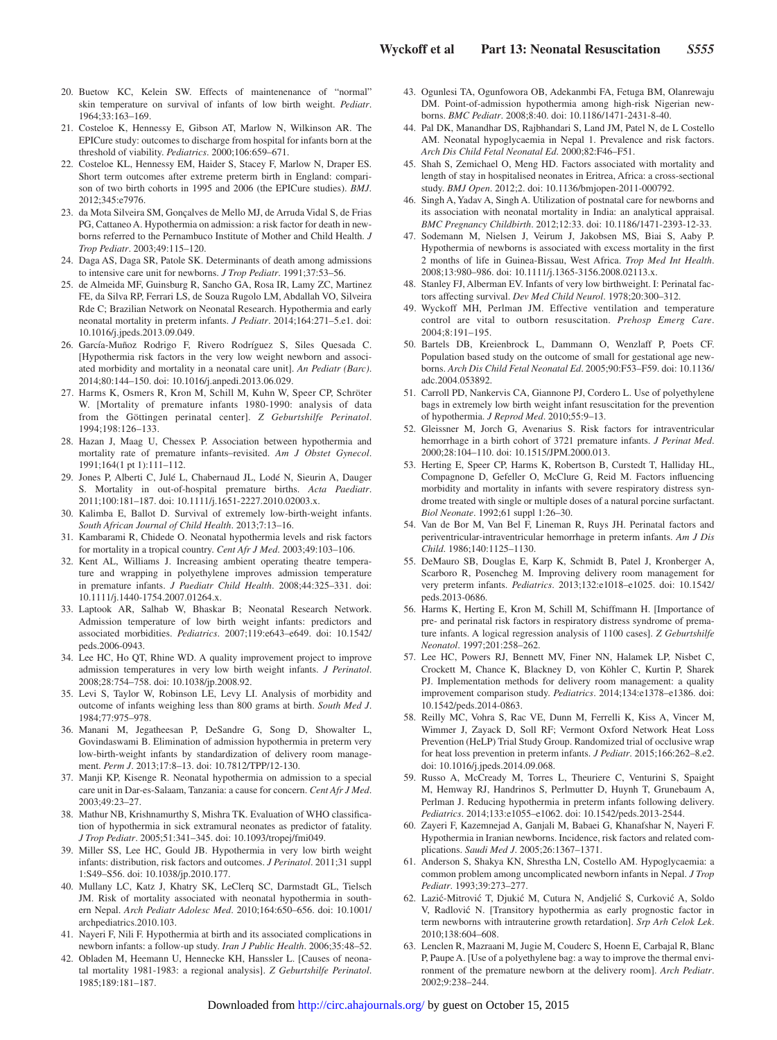20. Buetow KC, Kelein SW. Effects of maintenenance of "normal" skin temperature on survival of infants of low birth weight. *Pediatr*. 1964;33:163–169.
21. Costeloe K, Hennessy E, Gibson AT, Marlow N, Wilkinson AR. The EPICure study: outcomes to discharge from hospital for infants born at the threshold of viability. *Pediatrics*. 2000;106:659–671.
22. Costeloe KL, Hennessy EM, Haider S, Stacey F, Marlow N, Draper ES. Short term outcomes after extreme preterm birth in England: comparison of two birth cohorts in 1995 and 2006 (the EPICure studies). *BMJ*. 2012;345:e7976.
23. da Mota Silveira SM, Gonçalves de Mello MJ, de Arruda Vidal S, de Frias PG, Cattaneo A. Hypothermia on admission: a risk factor for death in newborns referred to the Pernambuco Institute of Mother and Child Health. *J Trop Pediatr*. 2003;49:115–120.
24. Daga AS, Daga SR, Patole SK. Determinants of death among admissions to intensive care unit for newborns. *J Trop Pediatr*. 1991;37:53–56.
25. de Almeida MF, Guinsburg R, Sancho GA, Rosa IR, Lamy ZC, Martinez FE, da Silva RP, Ferrari LS, de Souza Rugolo LM, Abdallah VO, Silveira Rde C; Brazilian Network on Neonatal Research. Hypothermia and early neonatal mortality in preterm infants. *J Pediatr*. 2014;164:271–5.e1. doi: 10.1016/j.jpeds.2013.09.049.
26. García-Muñoz Rodrigo F, Rivero Rodríguez S, Siles Quesada C. [Hypothermia risk factors in the very low weight newborn and associated morbidity and mortality in a neonatal care unit]. *An Pediatr (Barc)*. 2014;80:144–150. doi: 10.1016/j.anpedi.2013.06.029.
27. Harms K, Osmers R, Kron M, Schill M, Kuhn W, Speer CP, Schröter W. [Mortality of premature infants 1980-1990: analysis of data from the Göttingen perinatal center]. *Z Geburtshilfe Perinatol*. 1994;198:126–133.
28. Hazan J, Maag U, Chessex P. Association between hypothermia and mortality rate of premature infants–revisited. *Am J Obstet Gynecol*. 1991;164(1 pt 1):111–112.
29. Jones P, Alberti C, Julé L, Chabernaud JL, Lodé N, Sieurin A, Dauger S. Mortality in out-of-hospital premature births. *Acta Paediatr*. 2011;100:181–187. doi: 10.1111/j.1651-2227.2010.02003.x.
30. Kalimba E, Ballot D. Survival of extremely low-birth-weight infants. *South African Journal of Child Health*. 2013;7:13–16.
31. Kambarami R, Chidede O. Neonatal hypothermia levels and risk factors for mortality in a tropical country. *Cent Afr J Med*. 2003;49:103–106.
32. Kent AL, Williams J. Increasing ambient operating theatre temperature and wrapping in polyethylene improves admission temperature in premature infants. *J Paediatr Child Health*. 2008;44:325–331. doi: 10.1111/j.1440-1754.2007.01264.x.
33. Laptook AR, Salhab W, Bhaskar B; Neonatal Research Network. Admission temperature of low birth weight infants: predictors and associated morbidities. *Pediatrics*. 2007;119:e643–e649. doi: 10.1542/peds.2006-0943.
34. Lee HC, Ho QT, Rhine WD. A quality improvement project to improve admission temperatures in very low birth weight infants. *J Perinatol*. 2008;28:754–758. doi: 10.1038/jp.2008.92.
35. Levi S, Taylor W, Robinson LE, Levy LI. Analysis of morbidity and outcome of infants weighing less than 800 grams at birth. *South Med J*. 1984;77:975–978.
36. Manani M, Jegatheesan P, DeSandre G, Song D, Showalter L, Govindaswami B. Elimination of admission hypothermia in preterm very low-birth-weight infants by standardization of delivery room management. *Perm J*. 2013;17:8–13. doi: 10.7812/TPP/12-130.
37. Manji KP, Kisenge R. Neonatal hypothermia on admission to a special care unit in Dar-es-Salaam, Tanzania: a cause for concern. *Cent Afr J Med*. 2003;49:23–27.
38. Mathur NB, Krishnamurthy S, Mishra TK. Evaluation of WHO classification of hypothermia in sick extramural neonates as predictor of fatality. *J Trop Pediatr*. 2005;51:341–345. doi: 10.1093/tropej/fmi049.
39. Miller SS, Lee HC, Gould JB. Hypothermia in very low birth weight infants: distribution, risk factors and outcomes. *J Perinatol*. 2011;31 suppl 1:S49–S56. doi: 10.1038/jp.2010.177.
40. Mullany LC, Katz J, Khatry SK, LeClerq SC, Darmstadt GL, Tielsch JM. Risk of mortality associated with neonatal hypothermia in southern Nepal. *Arch Pediatr Adolesc Med*. 2010;164:650–656. doi: 10.1001/archpediatrics.2010.103.
41. Nayeri F, Nili F. Hypothermia at birth and its associated complications in newborn infants: a follow-up study. *Iran J Public Health*. 2006;35:48–52.
42. Obladen M, Heemann U, Hennecke KH, Hanssler L. [Causes of neonatal mortality 1981-1983: a regional analysis]. *Z Geburtshilfe Perinatol*. 1985;189:181–187.
43. Ogunlesi TA, Ogunfowora OB, Adekanmbi FA, Fetuga BM, Olanrewaju DM. Point-of-admission hypothermia among high-risk Nigerian newborns. *BMC Pediatr*. 2008;8:40. doi: 10.1186/1471-2431-8-40.
44. Pal DK, Manandhar DS, Rajbhandari S, Land JM, Patel N, de L Costello AM. Neonatal hypoglycaemia in Nepal 1. Prevalence and risk factors. *Arch Dis Child Fetal Neonatal Ed*. 2000;82:F46–F51.
45. Shah S, Zemichael O, Meng HD. Factors associated with mortality and length of stay in hospitalised neonates in Eritrea, Africa: a cross-sectional study. *BMJ Open*. 2012;2. doi: 10.1136/bmjopen-2011-000792.
46. Singh A, Yadav A, Singh A. Utilization of postnatal care for newborns and its association with neonatal mortality in India: an analytical appraisal. *BMC Pregnancy Childbirth*. 2012;12:33. doi: 10.1186/1471-2393-12-33.
47. Sodemann M, Nielsen J, Veirum J, Jakobsen MS, Biai S, Aaby P. Hypothermia of newborns is associated with excess mortality in the first 2 months of life in Guinea-Bissau, West Africa. *Trop Med Int Health*. 2008;13:980–986. doi: 10.1111/j.1365-3156.2008.02113.x.
48. Stanley FJ, Alberman EV. Infants of very low birthweight. I: Perinatal factors affecting survival. *Dev Med Child Neurol*. 1978;20:300–312.
49. Wyckoff MH, Perlman JM. Effective ventilation and temperature control are vital to outborn resuscitation. *Prehosp Emerg Care*. 2004;8:191–195.
50. Bartels DB, Kreienbrock L, Dammann O, Wenzlaff P, Poets CF. Population based study on the outcome of small for gestational age newborns. *Arch Dis Child Fetal Neonatal Ed*. 2005;90:F53–F59. doi: 10.1136/adc.2004.053892.
51. Carroll PD, Nankervis CA, Giannone PJ, Cordero L. Use of polyethylene bags in extremely low birth weight infant resuscitation for the prevention of hypothermia. *J Reprod Med*. 2010;55:9–13.
52. Gleissner M, Jorch G, Avenarius S. Risk factors for intraventricular hemorrhage in a birth cohort of 3721 premature infants. *J Perinat Med*. 2000;28:104–110. doi: 10.1515/JPM.2000.013.
53. Herting E, Speer CP, Harms K, Robertson B, Curstedt T, Halliday HL, Compagnone D, Gefeller O, McClure G, Reid M. Factors influencing morbidity and mortality in infants with severe respiratory distress syndrome treated with single or multiple doses of a natural porcine surfactant. *Biol Neonate*. 1992;61 suppl 1:26–30.
54. Van de Bor M, Van Bel F, Lineman R, Ruys JH. Perinatal factors and periventricular-intraventricular hemorrhage in preterm infants. *Am J Dis Child*. 1986;140:1125–1130.
55. DeMauro SB, Douglas E, Karp K, Schmidt B, Patel J, Kronberger A, Scarboro R, Posencheg M. Improving delivery room management for very preterm infants. *Pediatrics*. 2013;132:e1018–e1025. doi: 10.1542/peds.2013-0686.
56. Harms K, Herting E, Kron M, Schill M, Schiffmann H. [Importance of pre- and perinatal risk factors in respiratory distress syndrome of premature infants. A logical regression analysis of 1100 cases]. *Z Geburtshilfe Neonatol*. 1997;201:258–262.
57. Lee HC, Powers RJ, Bennett MV, Finer NN, Halamek LP, Nisbet C, Crockett M, Chance K, Blackney D, von Köhler C, Kurtin P, Sharek PJ. Implementation methods for delivery room management: a quality improvement comparison study. *Pediatrics*. 2014;134:e1378–e1386. doi: 10.1542/peds.2014-0863.
58. Reilly MC, Vohra S, Rac VE, Dunn M, Ferrelli K, Kiss A, Vincer M, Wimmer J, Zayack D, Soll RF; Vermont Oxford Network Heat Loss Prevention (HeLP) Trial Study Group. Randomized trial of occlusive wrap for heat loss prevention in preterm infants. *J Pediatr*. 2015;166:262–8.e2. doi: 10.1016/j.jpeds.2014.09.068.
59. Russo A, McCready M, Torres L, Theuriere C, Venturini S, Spaight M, Hemway RJ, Handrinos S, Perlmutter D, Huynh T, Grunebaum A, Perlman J. Reducing hypothermia in preterm infants following delivery. *Pediatrics*. 2014;133:e1055–e1062. doi: 10.1542/peds.2013-2544.
60. Zayeri F, Kazemnejad A, Ganjali M, Babaei G, Khanafshar N, Nayeri F. Hypothermia in Iranian newborns. Incidence, risk factors and related complications. *Saudi Med J*. 2005;26:1367–1371.
61. Anderson S, Shakya KN, Shrestha LN, Costello AM. Hypoglycaemia: a common problem among uncomplicated newborn infants in Nepal. *J Trop Pediatr*. 1993;39:273–277.
62. Lazić-Mitrović T, Djukić M, Cutura N, Andjelić S, Curković A, Soldo V, Radlović N. [Transitory hypothermia as early prognostic factor in term newborns with intrauterine growth retardation]. *Srp Arh Celok Lek*. 2010;138:604–608.
63. Lenclen R, Mazraani M, Jugie M, Couderc S, Hoenn E, Carbajal R, Blanc P, Paupe A. [Use of a polyethylene bag: a way to improve the thermal environment of the premature newborn at the delivery room]. *Arch Pediatr*. 2002;9:238–244.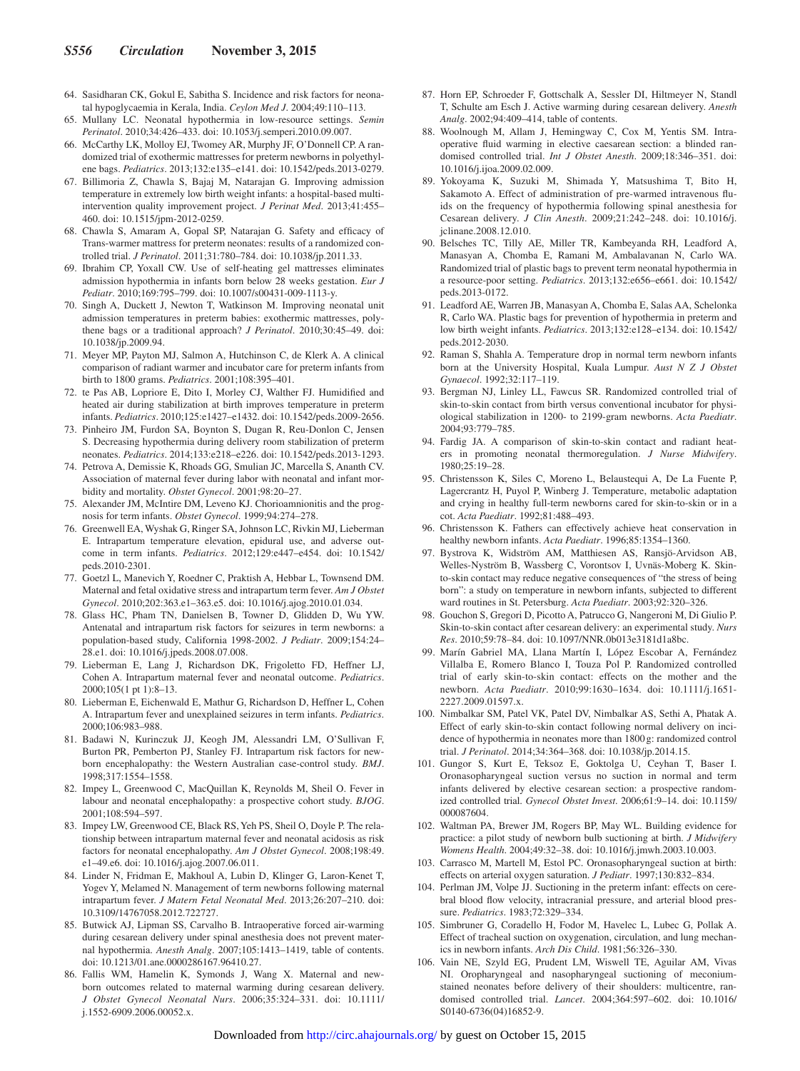64. Sasidharan CK, Gokul E, Sabitha S. Incidence and risk factors for neonatal hypoglycaemia in Kerala, India. *Ceylon Med J*. 2004;49:110–113.
65. Mullany LC. Neonatal hypothermia in low-resource settings. *Semin Perinatol*. 2010;34:426–433. doi: 10.1053/j.semperi.2010.09.007.
66. McCarthy LK, Molloy EJ, Twomey AR, Murphy JF, O'Donnell CP. A randomized trial of exothermic mattresses for preterm newborns in polyethylene bags. *Pediatrics*. 2013;132:e135–e141. doi: 10.1542/peds.2013-0279.
67. Billimoria Z, Chawla S, Bajaj M, Natarajan G. Improving admission temperature in extremely low birth weight infants: a hospital-based multi-intervention quality improvement project. *J Perinat Med*. 2013;41:455–460. doi: 10.1515/jpm-2012-0259.
68. Chawla S, Amaram A, Gopal SP, Natarajan G. Safety and efficacy of Trans-warmer mattress for preterm neonates: results of a randomized controlled trial. *J Perinatol*. 2011;31:780–784. doi: 10.1038/jp.2011.33.
69. Ibrahim CP, Yoxall CW. Use of self-heating gel mattresses eliminates admission hypothermia in infants born below 28 weeks gestation. *Eur J Pediatr*. 2010;169:795–799. doi: 10.1007/s00431-009-1113-y.
70. Singh A, Duckett J, Newton T, Watkinson M. Improving neonatal unit admission temperatures in preterm babies: exothermic mattresses, polythene bags or a traditional approach? *J Perinatol*. 2010;30:45–49. doi: 10.1038/jp.2009.94.
71. Meyer MP, Payton MJ, Salmon A, Hutchinson C, de Klerk A. A clinical comparison of radiant warmer and incubator care for preterm infants from birth to 1800 grams. *Pediatrics*. 2001;108:395–401.
72. te Pas AB, Lopriore E, Dito I, Morley CJ, Walther FJ. Humidified and heated air during stabilization at birth improves temperature in preterm infants. *Pediatrics*. 2010;125:e1427–e1432. doi: 10.1542/peds.2009-2656.
73. Pinheiro JM, Furdon SA, Boynton S, Dugan R, Reu-Donlon C, Jensen S. Decreasing hypothermia during delivery room stabilization of preterm neonates. *Pediatrics*. 2014;133:e218–e226. doi: 10.1542/peds.2013-1293.
74. Petrova A, Demissie K, Rhoads GG, Smulian JC, Marcella S, Ananth CV. Association of maternal fever during labor with neonatal and infant morbidity and mortality. *Obstet Gynecol*. 2001;98:20–27.
75. Alexander JM, McIntire DM, Leveno KJ. Chorioamnionitis and the prognosis for term infants. *Obstet Gynecol*. 1999;94:274–278.
76. Greenwell EA, Wyshak G, Ringer SA, Johnson LC, Rivkin MJ, Lieberman E. Intrapartum temperature elevation, epidural use, and adverse outcome in term infants. *Pediatrics*. 2012;129:e447–e454. doi: 10.1542/peds.2010-2301.
77. Goetzl L, Manevich Y, Roedner C, Praktish A, Hebbar L, Townsend DM. Maternal and fetal oxidative stress and intrapartum term fever. *Am J Obstet Gynecol*. 2010;202:363.e1–363.e5. doi: 10.1016/j.ajog.2010.01.034.
78. Glass HC, Pham TN, Danielsen B, Towner D, Glidden D, Wu YW. Antenatal and intrapartum risk factors for seizures in term newborns: a population-based study, California 1998-2002. *J Pediatr*. 2009;154:24–28.e1. doi: 10.1016/j.jpeds.2008.07.008.
79. Lieberman E, Lang J, Richardson DK, Frigoletto FD, Heffner LJ, Cohen A. Intrapartum maternal fever and neonatal outcome. *Pediatrics*. 2000;105(1 pt 1):8–13.
80. Lieberman E, Eichenwald E, Mathur G, Richardson D, Heffner L, Cohen A. Intrapartum fever and unexplained seizures in term infants. *Pediatrics*. 2000;106:983–988.
81. Badawi N, Kurinczuk JJ, Keogh JM, Alessandri LM, O'Sullivan F, Burton PR, Pemberton PJ, Stanley FJ. Intrapartum risk factors for newborn encephalopathy: the Western Australian case-control study. *BMJ*. 1998;317:1554–1558.
82. Impey L, Greenwood C, MacQuillan K, Reynolds M, Sheil O. Fever in labour and neonatal encephalopathy: a prospective cohort study. *BJOG*. 2001;108:594–597.
83. Impey LW, Greenwood CE, Black RS, Yeh PS, Sheil O, Doyle P. The relationship between intrapartum maternal fever and neonatal acidosis as risk factors for neonatal encephalopathy. *Am J Obstet Gynecol*. 2008;198:49.e1–49.e6. doi: 10.1016/j.ajog.2007.06.011.
84. Linder N, Fridman E, Makhoul A, Lubin D, Klinger G, Laron-Kenet T, Yogev Y, Melamed N. Management of term newborns following maternal intrapartum fever. *J Matern Fetal Neonatal Med*. 2013;26:207–210. doi: 10.3109/14767058.2012.722727.
85. Butwick AJ, Lipman SS, Carvalho B. Intraoperative forced air-warming during cesarean delivery under spinal anesthesia does not prevent maternal hypothermia. *Anesth Analg*. 2007;105:1413–1419, table of contents. doi: 10.1213/01.ane.0000286167.96410.27.
86. Fallis WM, Hamelin K, Symonds J, Wang X. Maternal and newborn outcomes related to maternal warming during cesarean delivery. *J Obstet Gynecol Neonatal Nurs*. 2006;35:324–331. doi: 10.1111/j.1552-6909.2006.00052.x.
87. Horn EP, Schroeder F, Gottschalk A, Sessler DI, Hiltmeyer N, Standl T, Schulte am Esch J. Active warming during cesarean delivery. *Anesth Analg*. 2002;94:409–414, table of contents.
88. Woolnough M, Allam J, Hemingway C, Cox M, Yentis SM. Intra-operative fluid warming in elective caesarean section: a blinded randomised controlled trial. *Int J Obstet Anesth*. 2009;18:346–351. doi: 10.1016/j.ijoa.2009.02.009.
89. Yokoyama K, Suzuki M, Shimada Y, Matsushima T, Bito H, Sakamoto A. Effect of administration of pre-warmed intravenous fluids on the frequency of hypothermia following spinal anesthesia for Cesarean delivery. *J Clin Anesth*. 2009;21:242–248. doi: 10.1016/j.jclinane.2008.12.010.
90. Belsches TC, Tilly AE, Miller TR, Kambeyanda RH, Leadford A, Manasyan A, Chomba E, Ramani M, Ambalavanan N, Carlo WA. Randomized trial of plastic bags to prevent term neonatal hypothermia in a resource-poor setting. *Pediatrics*. 2013;132:e656–e661. doi: 10.1542/peds.2013-0172.
91. Leadford AE, Warren JB, Manasyan A, Chomba E, Salas AA, Schelonka R, Carlo WA. Plastic bags for prevention of hypothermia in preterm and low birth weight infants. *Pediatrics*. 2013;132:e128–e134. doi: 10.1542/peds.2012-2030.
92. Raman S, Shahla A. Temperature drop in normal term newborn infants born at the University Hospital, Kuala Lumpur. *Aust N Z J Obstet Gynaecol*. 1992;32:117–119.
93. Bergman NJ, Linley LL, Fawcus SR. Randomized controlled trial of skin-to-skin contact from birth versus conventional incubator for physiological stabilization in 1200- to 2199-gram newborns. *Acta Paediatr*. 2004;93:779–785.
94. Fardig JA. A comparison of skin-to-skin contact and radiant heaters in promoting neonatal thermoregulation. *J Nurse Midwifery*. 1980;25:19–28.
95. Christensson K, Siles C, Moreno L, Belaustequi A, De La Fuente P, Lagercrantz H, Puyol P, Winberg J. Temperature, metabolic adaptation and crying in healthy full-term newborns cared for skin-to-skin or in a cot. *Acta Paediatr*. 1992;81:488–493.
96. Christensson K. Fathers can effectively achieve heat conservation in healthy newborn infants. *Acta Paediatr*. 1996;85:1354–1360.
97. Bystrova K, Widström AM, Matthiesen AS, Ransjö-Arvidson AB, Welles-Nyström B, Wassberg C, Vorontsov I, Uvnäs-Moberg K. Skin-to-skin contact may reduce negative consequences of "the stress of being born": a study on temperature in newborn infants, subjected to different ward routines in St. Petersburg. *Acta Paediatr*. 2003;92:320–326.
98. Gouchon S, Gregori D, Picotto A, Patrucco G, Nangeroni M, Di Giulio P. Skin-to-skin contact after cesarean delivery: an experimental study. *Nurs Res*. 2010;59:78–84. doi: 10.1097/NNR.0b013e3181d1a8bc.
99. Marín Gabriel MA, Llana Martín I, López Escobar A, Fernández Villalba E, Romero Blanco I, Touza Pol P. Randomized controlled trial of early skin-to-skin contact: effects on the mother and the newborn. *Acta Paediatr*. 2010;99:1630–1634. doi: 10.1111/j.1651-2227.2009.01597.x.
100. Nimbalkar SM, Patel VK, Patel DV, Nimbalkar AS, Sethi A, Phatak A. Effect of early skin-to-skin contact following normal delivery on incidence of hypothermia in neonates more than 1800 g: randomized control trial. *J Perinatol*. 2014;34:364–368. doi: 10.1038/jp.2014.15.
101. Gungor S, Kurt E, Teksoz E, Goktolga U, Ceyhan T, Baser I. Oronasopharyngeal suction versus no suction in normal and term infants delivered by elective cesarean section: a prospective randomized controlled trial. *Gynecol Obstet Invest*. 2006;61:9–14. doi: 10.1159/000087604.
102. Waltman PA, Brewer JM, Rogers BP, May WL. Building evidence for practice: a pilot study of newborn bulb suctioning at birth. *J Midwifery Womens Health*. 2004;49:32–38. doi: 10.1016/j.jmwh.2003.10.003.
103. Carrasco M, Martell M, Estol PC. Oronasopharyngeal suction at birth: effects on arterial oxygen saturation. *J Pediatr*. 1997;130:832–834.
104. Perlman JM, Volpe JJ. Suctioning in the preterm infant: effects on cerebral blood flow velocity, intracranial pressure, and arterial blood pressure. *Pediatrics*. 1983;72:329–334.
105. Simbruner G, Coradello H, Fodor M, Havelec L, Lubec G, Pollak A. Effect of tracheal suction on oxygenation, circulation, and lung mechanics in newborn infants. *Arch Dis Child*. 1981;56:326–330.
106. Vain NE, Szyld EG, Prudent LM, Wiswell TE, Aguilar AM, Vivas NI. Oropharyngeal and nasopharyngeal suctioning of meconium-stained neonates before delivery of their shoulders: multicentre, randomised controlled trial. *Lancet*. 2004;364:597–602. doi: 10.1016/S0140-6736(04)16852-9.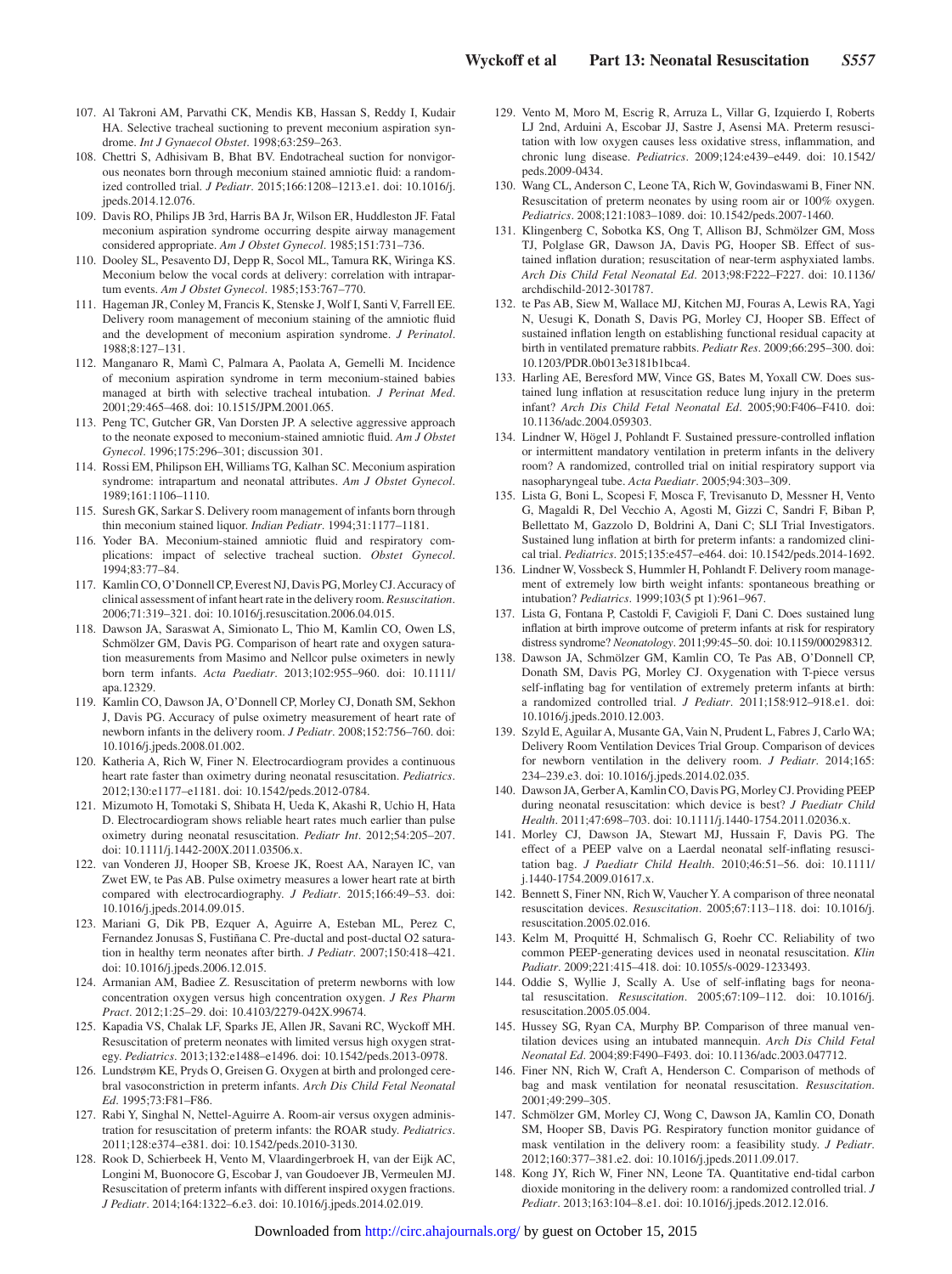107. Al Takroni AM, Parvathi CK, Mendis KB, Hassan S, Reddy I, Kudair HA. Selective tracheal suctioning to prevent meconium aspiration syndrome. *Int J Gynaecol Obstet*. 1998;63:259–263.
108. Chettri S, Adhisivam B, Bhat BV. Endotracheal suction for nonvigorous neonates born through meconium stained amniotic fluid: a randomized controlled trial. *J Pediatr*. 2015;166:1208–1213.e1. doi: 10.1016/j.jpeds.2014.12.076.
109. Davis RO, Philips JB 3rd, Harris BA Jr, Wilson ER, Huddleston JF. Fatal meconium aspiration syndrome occurring despite airway management considered appropriate. *Am J Obstet Gynecol*. 1985;151:731–736.
110. Dooley SL, Pesavento DJ, Depp R, Socol ML, Tamura RK, Wiringa KS. Meconium below the vocal cords at delivery: correlation with intrapartum events. *Am J Obstet Gynecol*. 1985;153:767–770.
111. Hageman JR, Conley M, Francis K, Stenske J, Wolf I, Santi V, Farrell EE. Delivery room management of meconium staining of the amniotic fluid and the development of meconium aspiration syndrome. *J Perinatol*. 1988;8:127–131.
112. Manganaro R, Mamì C, Palmara A, Paolata A, Gemelli M. Incidence of meconium aspiration syndrome in term meconium-stained babies managed at birth with selective tracheal intubation. *J Perinat Med*. 2001;29:465–468. doi: 10.1515/JPM.2001.065.
113. Peng TC, Gutcher GR, Van Dorsten JP. A selective aggressive approach to the neonate exposed to meconium-stained amniotic fluid. *Am J Obstet Gynecol*. 1996;175:296–301; discussion 301.
114. Rossi EM, Philipson EH, Williams TG, Kalhan SC. Meconium aspiration syndrome: intrapartum and neonatal attributes. *Am J Obstet Gynecol*. 1989;161:1106–1110.
115. Suresh GK, Sarkar S. Delivery room management of infants born through thin meconium stained liquor. *Indian Pediatr*. 1994;31:1177–1181.
116. Yoder BA. Meconium-stained amniotic fluid and respiratory complications: impact of selective tracheal suction. *Obstet Gynecol*. 1994;83:77–84.
117. Kamlin CO, O'Donnell CP, Everest NJ, Davis PG, Morley CJ. Accuracy of clinical assessment of infant heart rate in the delivery room. *Resuscitation*. 2006;71:319–321. doi: 10.1016/j.resuscitation.2006.04.015.
118. Dawson JA, Saraswat A, Simionato L, Thio M, Kamlin CO, Owen LS, Schmölzer GM, Davis PG. Comparison of heart rate and oxygen saturation measurements from Masimo and Nellcor pulse oximeters in newly born term infants. *Acta Paediatr*. 2013;102:955–960. doi: 10.1111/apa.12329.
119. Kamlin CO, Dawson JA, O'Donnell CP, Morley CJ, Donath SM, Sekhon J, Davis PG. Accuracy of pulse oximetry measurement of heart rate of newborn infants in the delivery room. *J Pediatr*. 2008;152:756–760. doi: 10.1016/j.jpeds.2008.01.002.
120. Katheria A, Rich W, Finer N. Electrocardiogram provides a continuous heart rate faster than oximetry during neonatal resuscitation. *Pediatrics*. 2012;130:e1177–e1181. doi: 10.1542/peds.2012-0784.
121. Mizumoto H, Tomotaki S, Shibata H, Ueda K, Akashi R, Uchio H, Hata D. Electrocardiogram shows reliable heart rates much earlier than pulse oximetry during neonatal resuscitation. *Pediatr Int*. 2012;54:205–207. doi: 10.1111/j.1442-200X.2011.03506.x.
122. van Vonderen JJ, Hooper SB, Kroese JK, Roest AA, Narayen IC, van Zwet EW, te Pas AB. Pulse oximetry measures a lower heart rate at birth compared with electrocardiography. *J Pediatr*. 2015;166:49–53. doi: 10.1016/j.jpeds.2014.09.015.
123. Mariani G, Dik PB, Ezquer A, Aguirre A, Esteban ML, Perez C, Fernandez Jonusas S, Fustiñana C. Pre-ductal and post-ductal O2 saturation in healthy term neonates after birth. *J Pediatr*. 2007;150:418–421. doi: 10.1016/j.jpeds.2006.12.015.
124. Armanian AM, Badiee Z. Resuscitation of preterm newborns with low concentration oxygen versus high concentration oxygen. *J Res Pharm Pract*. 2012;1:25–29. doi: 10.4103/2279-042X.99674.
125. Kapadia VS, Chalak LF, Sparks JE, Allen JR, Savani RC, Wyckoff MH. Resuscitation of preterm neonates with limited versus high oxygen strategy. *Pediatrics*. 2013;132:e1488–e1496. doi: 10.1542/peds.2013-0978.
126. Lundstrøm KE, Pryds O, Greisen G. Oxygen at birth and prolonged cerebral vasoconstriction in preterm infants. *Arch Dis Child Fetal Neonatal Ed*. 1995;73:F81–F86.
127. Rabi Y, Singhal N, Nettel-Aguirre A. Room-air versus oxygen administration for resuscitation of preterm infants: the ROAR study. *Pediatrics*. 2011;128:e374–e381. doi: 10.1542/peds.2010-3130.
128. Rook D, Schierbeek H, Vento M, Vlaardingerbroek H, van der Eijk AC, Longini M, Buonocore G, Escobar J, van Goudoever JB, Vermeulen MJ. Resuscitation of preterm infants with different inspired oxygen fractions. *J Pediatr*. 2014;164:1322–6.e3. doi: 10.1016/j.jpeds.2014.02.019.
129. Vento M, Moro M, Escrig R, Arruza L, Villar G, Izquierdo I, Roberts LJ 2nd, Arduini A, Escobar JJ, Sastre J, Asensi MA. Preterm resuscitation with low oxygen causes less oxidative stress, inflammation, and chronic lung disease. *Pediatrics*. 2009;124:e439–e449. doi: 10.1542/peds.2009-0434.
130. Wang CL, Anderson C, Leone TA, Rich W, Govindaswami B, Finer NN. Resuscitation of preterm neonates by using room air or 100% oxygen. *Pediatrics*. 2008;121:1083–1089. doi: 10.1542/peds.2007-1460.
131. Klingenberg C, Sobotka KS, Ong T, Allison BJ, Schmölzer GM, Moss TJ, Polglase GR, Dawson JA, Davis PG, Hooper SB. Effect of sustained inflation duration; resuscitation of near-term asphyxiated lambs. *Arch Dis Child Fetal Neonatal Ed*. 2013;98:F222–F227. doi: 10.1136/archdischild-2012-301787.
132. te Pas AB, Siew M, Wallace MJ, Kitchen MJ, Fouras A, Lewis RA, Yagi N, Uesugi K, Donath S, Davis PG, Morley CJ, Hooper SB. Effect of sustained inflation length on establishing functional residual capacity at birth in ventilated premature rabbits. *Pediatr Res*. 2009;66:295–300. doi: 10.1203/PDR.0b013e3181b1bca4.
133. Harling AE, Beresford MW, Vince GS, Bates M, Yoxall CW. Does sustained lung inflation at resuscitation reduce lung injury in the preterm infant? *Arch Dis Child Fetal Neonatal Ed*. 2005;90:F406–F410. doi: 10.1136/adc.2004.059303.
134. Lindner W, Högel J, Pohlandt F. Sustained pressure-controlled inflation or intermittent mandatory ventilation in preterm infants in the delivery room? A randomized, controlled trial on initial respiratory support via nasopharyngeal tube. *Acta Paediatr*. 2005;94:303–309.
135. Lista G, Boni L, Scopesi F, Mosca F, Trevisanuto D, Messner H, Vento G, Magaldi R, Del Vecchio A, Agosti M, Gizzi C, Sandri F, Biban P, Bellettato M, Gazzolo D, Boldrini A, Dani C; SLI Trial Investigators. Sustained lung inflation at birth for preterm infants: a randomized clinical trial. *Pediatrics*. 2015;135:e457–e464. doi: 10.1542/peds.2014-1692.
136. Lindner W, Vossbeck S, Hummler H, Pohlandt F. Delivery room management of extremely low birth weight infants: spontaneous breathing or intubation? *Pediatrics*. 1999;103(5 pt 1):961–967.
137. Lista G, Fontana P, Castoldi F, Cavigioli F, Dani C. Does sustained lung inflation at birth improve outcome of preterm infants at risk for respiratory distress syndrome? *Neonatology*. 2011;99:45–50. doi: 10.1159/000298312.
138. Dawson JA, Schmölzer GM, Kamlin CO, Te Pas AB, O'Donnell CP, Donath SM, Davis PG, Morley CJ. Oxygenation with T-piece versus self-inflating bag for ventilation of extremely preterm infants at birth: a randomized controlled trial. *J Pediatr*. 2011;158:912–918.e1. doi: 10.1016/j.jpeds.2010.12.003.
139. Szyld E, Aguilar A, Musante GA, Vain N, Prudent L, Fabres J, Carlo WA; Delivery Room Ventilation Devices Trial Group. Comparison of devices for newborn ventilation in the delivery room. *J Pediatr*. 2014;165:234–239.e3. doi: 10.1016/j.jpeds.2014.02.035.
140. Dawson JA, Gerber A, Kamlin CO, Davis PG, Morley CJ. Providing PEEP during neonatal resuscitation: which device is best? *J Paediatr Child Health*. 2011;47:698–703. doi: 10.1111/j.1440-1754.2011.02036.x.
141. Morley CJ, Dawson JA, Stewart MJ, Hussain F, Davis PG. The effect of a PEEP valve on a Laerdal neonatal self-inflating resuscitation bag. *J Paediatr Child Health*. 2010;46:51–56. doi: 10.1111/j.1440-1754.2009.01617.x.
142. Bennett S, Finer NN, Rich W, Vaucher Y. A comparison of three neonatal resuscitation devices. *Resuscitation*. 2005;67:113–118. doi: 10.1016/j.resuscitation.2005.02.016.
143. Kelm M, Proquitté H, Schmalisch G, Roehr CC. Reliability of two common PEEP-generating devices used in neonatal resuscitation. *Klin Padiatr*. 2009;221:415–418. doi: 10.1055/s-0029-1233493.
144. Oddie S, Wyllie J, Scally A. Use of self-inflating bags for neonatal resuscitation. *Resuscitation*. 2005;67:109–112. doi: 10.1016/j.resuscitation.2005.05.004.
145. Hussey SG, Ryan CA, Murphy BP. Comparison of three manual ventilation devices using an intubated mannequin. *Arch Dis Child Fetal Neonatal Ed*. 2004;89:F490–F493. doi: 10.1136/adc.2003.047712.
146. Finer NN, Rich W, Craft A, Henderson C. Comparison of methods of bag and mask ventilation for neonatal resuscitation. *Resuscitation*. 2001;49:299–305.
147. Schmölzer GM, Morley CJ, Wong C, Dawson JA, Kamlin CO, Donath SM, Hooper SB, Davis PG. Respiratory function monitor guidance of mask ventilation in the delivery room: a feasibility study. *J Pediatr*. 2012;160:377–381.e2. doi: 10.1016/j.jpeds.2011.09.017.
148. Kong JY, Rich W, Finer NN, Leone TA. Quantitative end-tidal carbon dioxide monitoring in the delivery room: a randomized controlled trial. *J Pediatr*. 2013;163:104–8.e1. doi: 10.1016/j.jpeds.2012.12.016.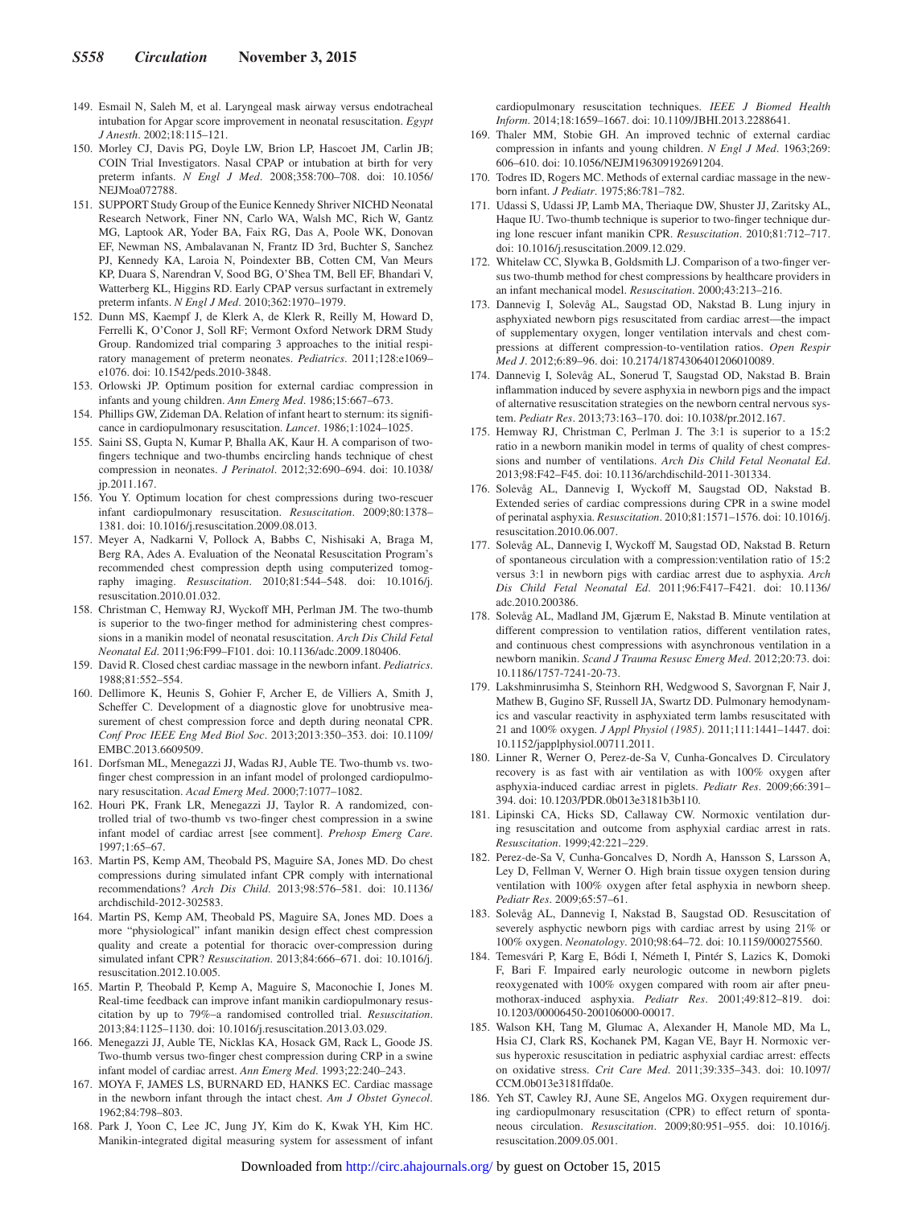149. Esmail N, Saleh M, et al. Laryngeal mask airway versus endotracheal intubation for Apgar score improvement in neonatal resuscitation. *Egypt J Anesth*. 2002;18:115–121.
150. Morley CJ, Davis PG, Doyle LW, Brion LP, Hascoet JM, Carlin JB; COIN Trial Investigators. Nasal CPAP or intubation at birth for very preterm infants. *N Engl J Med*. 2008;358:700–708. doi: 10.1056/NEJMoa072788.
151. SUPPORT Study Group of the Eunice Kennedy Shriver NICHD Neonatal Research Network, Finer NN, Carlo WA, Walsh MC, Rich W, Gantz MG, Laptook AR, Yoder BA, Faix RG, Das A, Poole WK, Donovan EF, Newman NS, Ambalavanan N, Frantz ID 3rd, Buchter S, Sanchez PJ, Kennedy KA, Laroia N, Poindexter BB, Cotten CM, Van Meurs KP, Duara S, Narendran V, Sood BG, O'Shea TM, Bell EF, Bhandari V, Watterberg KL, Higgins RD. Early CPAP versus surfactant in extremely preterm infants. *N Engl J Med*. 2010;362:1970–1979.
152. Dunn MS, Kaempf J, de Klerk A, de Klerk R, Reilly M, Howard D, Ferrelli K, O'Conor J, Soll RF; Vermont Oxford Network DRM Study Group. Randomized trial comparing 3 approaches to the initial respiratory management of preterm neonates. *Pediatrics*. 2011;128:e1069–e1076. doi: 10.1542/peds.2010-3848.
153. Orlowski JP. Optimum position for external cardiac compression in infants and young children. *Ann Emerg Med*. 1986;15:667–673.
154. Phillips GW, Zideman DA. Relation of infant heart to sternum: its significance in cardiopulmonary resuscitation. *Lancet*. 1986;1:1024–1025.
155. Saini SS, Gupta N, Kumar P, Bhalla AK, Kaur H. A comparison of two-fingers technique and two-thumbs encircling hands technique of chest compression in neonates. *J Perinatol*. 2012;32:690–694. doi: 10.1038/jp.2011.167.
156. You Y. Optimum location for chest compressions during two-rescuer infant cardiopulmonary resuscitation. *Resuscitation*. 2009;80:1378–1381. doi: 10.1016/j.resuscitation.2009.08.013.
157. Meyer A, Nadkarni V, Pollock A, Babbs C, Nishisaki A, Braga M, Berg RA, Ades A. Evaluation of the Neonatal Resuscitation Program's recommended chest compression depth using computerized tomography imaging. *Resuscitation*. 2010;81:544–548. doi: 10.1016/j.resuscitation.2010.01.032.
158. Christman C, Hemway RJ, Wyckoff MH, Perlman JM. The two-thumb is superior to the two-finger method for administering chest compressions in a manikin model of neonatal resuscitation. *Arch Dis Child Fetal Neonatal Ed*. 2011;96:F99–F101. doi: 10.1136/adc.2009.180406.
159. David R. Closed chest cardiac massage in the newborn infant. *Pediatrics*. 1988;81:552–554.
160. Dellimore K, Heunis S, Gohier F, Archer E, de Villiers A, Smith J, Scheffer C. Development of a diagnostic glove for unobtrusive measurement of chest compression force and depth during neonatal CPR. *Conf Proc IEEE Eng Med Biol Soc*. 2013;2013:350–353. doi: 10.1109/EMBC.2013.6609509.
161. Dorfsman ML, Menegazzi JJ, Wadas RJ, Auble TE. Two-thumb vs. two-finger chest compression in an infant model of prolonged cardiopulmonary resuscitation. *Acad Emerg Med*. 2000;7:1077–1082.
162. Houri PK, Frank LR, Menegazzi JJ, Taylor R. A randomized, controlled trial of two-thumb vs two-finger chest compression in a swine infant model of cardiac arrest [see comment]. *Prehosp Emerg Care*. 1997;1:65–67.
163. Martin PS, Kemp AM, Theobald PS, Maguire SA, Jones MD. Do chest compressions during simulated infant CPR comply with international recommendations? *Arch Dis Child*. 2013;98:576–581. doi: 10.1136/archdischild-2012-302583.
164. Martin PS, Kemp AM, Theobald PS, Maguire SA, Jones MD. Does a more "physiological" infant manikin design effect chest compression quality and create a potential for thoracic over-compression during simulated infant CPR? *Resuscitation*. 2013;84:666–671. doi: 10.1016/j.resuscitation.2012.10.005.
165. Martin P, Theobald P, Kemp A, Maguire S, Maconochie I, Jones M. Real-time feedback can improve infant manikin cardiopulmonary resuscitation by up to 79%–a randomised controlled trial. *Resuscitation*. 2013;84:1125–1130. doi: 10.1016/j.resuscitation.2013.03.029.
166. Menegazzi JJ, Auble TE, Nicklas KA, Hosack GM, Rack L, Goode JS. Two-thumb versus two-finger chest compression during CRP in a swine infant model of cardiac arrest. *Ann Emerg Med*. 1993;22:240–243.
167. MOYA F, JAMES LS, BURNARD ED, HANKS EC. Cardiac massage in the newborn infant through the intact chest. *Am J Obstet Gynecol*. 1962;84:798–803.
168. Park J, Yoon C, Lee JC, Jung JY, Kim do K, Kwak YH, Kim HC. Manikin-integrated digital measuring system for assessment of infant cardiopulmonary resuscitation techniques. *IEEE J Biomed Health Inform*. 2014;18:1659–1667. doi: 10.1109/JBHI.2013.2288641.
169. Thaler MM, Stobie GH. An improved technic of external cardiac compression in infants and young children. *N Engl J Med*. 1963;269:606–610. doi: 10.1056/NEJM196309192691204.
170. Todres ID, Rogers MC. Methods of external cardiac massage in the newborn infant. *J Pediatr*. 1975;86:781–782.
171. Udassi S, Udassi JP, Lamb MA, Theriaque DW, Shuster JJ, Zaritsky AL, Haque IU. Two-thumb technique is superior to two-finger technique during lone rescuer infant manikin CPR. *Resuscitation*. 2010;81:712–717. doi: 10.1016/j.resuscitation.2009.12.029.
172. Whitelaw CC, Slywka B, Goldsmith LJ. Comparison of a two-finger versus two-thumb method for chest compressions by healthcare providers in an infant mechanical model. *Resuscitation*. 2000;43:213–216.
173. Dannevig I, Solevåg AL, Saugstad OD, Nakstad B. Lung injury in asphyxiated newborn pigs resuscitated from cardiac arrest—the impact of supplementary oxygen, longer ventilation intervals and chest compressions at different compression-to-ventilation ratios. *Open Respir Med J*. 2012;6:89–96. doi: 10.2174/1874306401206010089.
174. Dannevig I, Solevåg AL, Sonerud T, Saugstad OD, Nakstad B. Brain inflammation induced by severe asphyxia in newborn pigs and the impact of alternative resuscitation strategies on the newborn central nervous system. *Pediatr Res*. 2013;73:163–170. doi: 10.1038/pr.2012.167.
175. Hemway RJ, Christman C, Perlman J. The 3:1 is superior to a 15:2 ratio in a newborn manikin model in terms of quality of chest compressions and number of ventilations. *Arch Dis Child Fetal Neonatal Ed*. 2013;98:F42–F45. doi: 10.1136/archdischild-2011-301334.
176. Solevåg AL, Dannevig I, Wyckoff M, Saugstad OD, Nakstad B. Extended series of cardiac compressions during CPR in a swine model of perinatal asphyxia. *Resuscitation*. 2010;81:1571–1576. doi: 10.1016/j.resuscitation.2010.06.007.
177. Solevåg AL, Dannevig I, Wyckoff M, Saugstad OD, Nakstad B. Return of spontaneous circulation with a compression:ventilation ratio of 15:2 versus 3:1 in newborn pigs with cardiac arrest due to asphyxia. *Arch Dis Child Fetal Neonatal Ed*. 2011;96:F417–F421. doi: 10.1136/adc.2010.200386.
178. Solevåg AL, Madland JM, Gjærum E, Nakstad B. Minute ventilation at different compression to ventilation ratios, different ventilation rates, and continuous chest compressions with asynchronous ventilation in a newborn manikin. *Scand J Trauma Resusc Emerg Med*. 2012;20:73. doi: 10.1186/1757-7241-20-73.
179. Lakshminrusimha S, Steinhorn RH, Wedgwood S, Savorgnan F, Nair J, Mathew B, Gugino SF, Russell JA, Swartz DD. Pulmonary hemodynamics and vascular reactivity in asphyxiated term lambs resuscitated with 21 and 100% oxygen. *J Appl Physiol (1985)*. 2011;111:1441–1447. doi: 10.1152/japplphysiol.00711.2011.
180. Linner R, Werner O, Perez-de-Sa V, Cunha-Goncalves D. Circulatory recovery is as fast with air ventilation as with 100% oxygen after asphyxia-induced cardiac arrest in piglets. *Pediatr Res*. 2009;66:391–394. doi: 10.1203/PDR.0b013e3181b3b110.
181. Lipinski CA, Hicks SD, Callaway CW. Normoxic ventilation during resuscitation and outcome from asphyxial cardiac arrest in rats. *Resuscitation*. 1999;42:221–229.
182. Perez-de-Sa V, Cunha-Goncalves D, Nordh A, Hansson S, Larsson A, Ley D, Fellman V, Werner O. High brain tissue oxygen tension during ventilation with 100% oxygen after fetal asphyxia in newborn sheep. *Pediatr Res*. 2009;65:57–61.
183. Solevåg AL, Dannevig I, Nakstad B, Saugstad OD. Resuscitation of severely asphyctic newborn pigs with cardiac arrest by using 21% or 100% oxygen. *Neonatology*. 2010;98:64–72. doi: 10.1159/000275560.
184. Temesvári P, Karg E, Bódi I, Németh I, Pintér S, Lazics K, Domoki F, Bari F. Impaired early neurologic outcome in newborn piglets reoxygenated with 100% oxygen compared with room air after pneumothorax-induced asphyxia. *Pediatr Res*. 2001;49:812–819. doi: 10.1203/00006450-200106000-00017.
185. Walson KH, Tang M, Glumac A, Alexander H, Manole MD, Ma L, Hsia CJ, Clark RS, Kochanek PM, Kagan VE, Bayr H. Normoxic versus hyperoxic resuscitation in pediatric asphyxial cardiac arrest: effects on oxidative stress. *Crit Care Med*. 2011;39:335–343. doi: 10.1097/CCM.0b013e3181ffda0e.
186. Yeh ST, Cawley RJ, Aune SE, Angelos MG. Oxygen requirement during cardiopulmonary resuscitation (CPR) to effect return of spontaneous circulation. *Resuscitation*. 2009;80:951–955. doi: 10.1016/j.resuscitation.2009.05.001.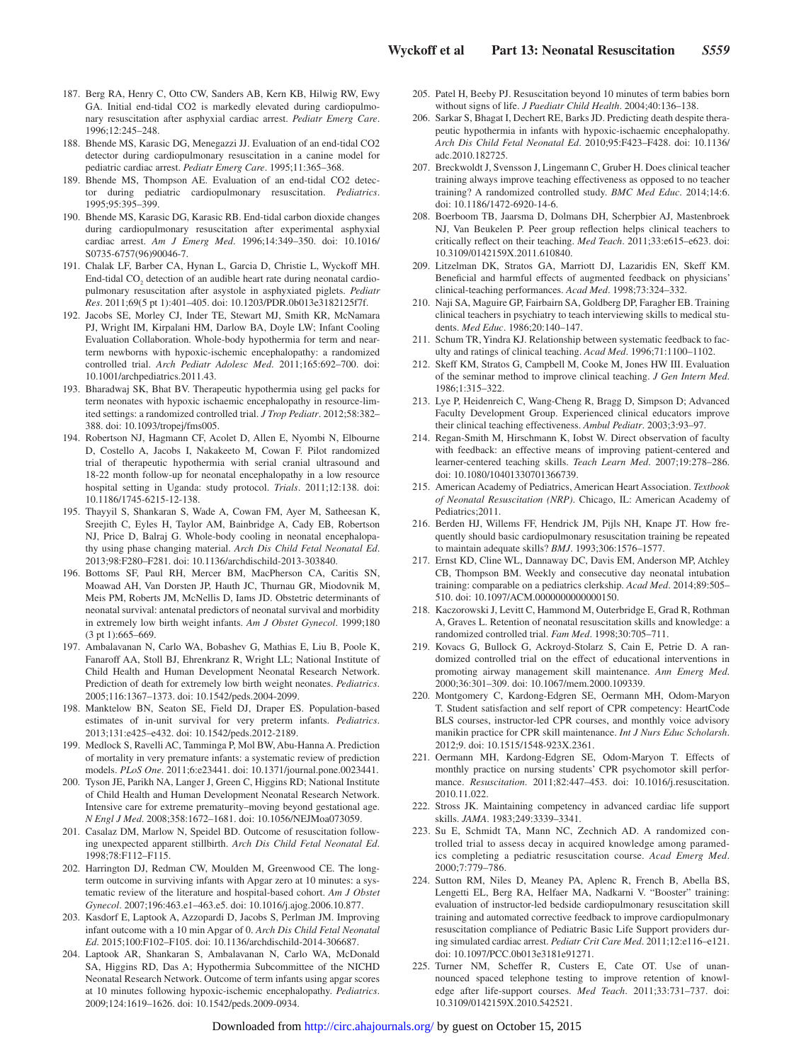187. Berg RA, Henry C, Otto CW, Sanders AB, Kern KB, Hilwig RW, Ewy GA. Initial end-tidal CO2 is markedly elevated during cardiopulmonary resuscitation after asphyxial cardiac arrest. *Pediatr Emerg Care*. 1996;12:245–248.
188. Bhende MS, Karasic DG, Menegazzi JJ. Evaluation of an end-tidal CO2 detector during cardiopulmonary resuscitation in a canine model for pediatric cardiac arrest. *Pediatr Emerg Care*. 1995;11:365–368.
189. Bhende MS, Thompson AE. Evaluation of an end-tidal CO2 detector during pediatric cardiopulmonary resuscitation. *Pediatrics*. 1995;95:395–399.
190. Bhende MS, Karasic DG, Karasic RB. End-tidal carbon dioxide changes during cardiopulmonary resuscitation after experimental asphyxial cardiac arrest. *Am J Emerg Med*. 1996;14:349–350. doi: 10.1016/S0735-6757(96)90046-7.
191. Chalak LF, Barber CA, Hynan L, Garcia D, Christie L, Wyckoff MH. End-tidal $CO_2$ detection of an audible heart rate during neonatal cardiopulmonary resuscitation after asystole in asphyxiated piglets. *Pediatr Res*. 2011;69(5 pt 1):401–405. doi: 10.1203/PDR.0b013e3182125f7f.
192. Jacobs SE, Morley CJ, Inder TE, Stewart MJ, Smith KR, McNamara PJ, Wright IM, Kirpalani HM, Darlow BA, Doyle LW; Infant Cooling Evaluation Collaboration. Whole-body hypothermia for term and near-term newborns with hypoxic-ischemic encephalopathy: a randomized controlled trial. *Arch Pediatr Adolesc Med*. 2011;165:692–700. doi: 10.1001/archpediatrics.2011.43.
193. Bharadwaj SK, Bhat BV. Therapeutic hypothermia using gel packs for term neonates with hypoxic ischaemic encephalopathy in resource-limited settings: a randomized controlled trial. *J Trop Pediatr*. 2012;58:382–388. doi: 10.1093/tropej/fms005.
194. Robertson NJ, Hagmann CF, Acolet D, Allen E, Nyombi N, Elbourne D, Costello A, Jacobs I, Nakakeeto M, Cowan F. Pilot randomized trial of therapeutic hypothermia with serial cranial ultrasound and 18-22 month follow-up for neonatal encephalopathy in a low resource hospital setting in Uganda: study protocol. *Trials*. 2011;12:138. doi: 10.1186/1745-6215-12-138.
195. Thayyil S, Shankaran S, Wade A, Cowan FM, Ayer M, Satheesan K, Sreejith C, Eyles H, Taylor AM, Bainbridge A, Cady EB, Robertson NJ, Price D, Balraj G. Whole-body cooling in neonatal encephalopathy using phase changing material. *Arch Dis Child Fetal Neonatal Ed*. 2013;98:F280–F281. doi: 10.1136/archdischild-2013-303840.
196. Bottoms SF, Paul RH, Mercer BM, MacPherson CA, Caritis SN, Moawad AH, Van Dorsten JP, Hauth JC, Thurnau GR, Miodovnik M, Meis PM, Roberts JM, McNellis D, Iams JD. Obstetric determinants of neonatal survival: antenatal predictors of neonatal survival and morbidity in extremely low birth weight infants. *Am J Obstet Gynecol*. 1999;180 (3 pt 1):665–669.
197. Ambalavanan N, Carlo WA, Bobashev G, Mathias E, Liu B, Poole K, Fanaroff AA, Stoll BJ, Ehrenkranz R, Wright LL; National Institute of Child Health and Human Development Neonatal Research Network. Prediction of death for extremely low birth weight neonates. *Pediatrics*. 2005;116:1367–1373. doi: 10.1542/peds.2004-2099.
198. Manktelow BN, Seaton SE, Field DJ, Draper ES. Population-based estimates of in-unit survival for very preterm infants. *Pediatrics*. 2013;131:e425–e432. doi: 10.1542/peds.2012-2189.
199. Medlock S, Ravelli AC, Tamminga P, Mol BW, Abu-Hanna A. Prediction of mortality in very premature infants: a systematic review of prediction models. *PLoS One*. 2011;6:e23441. doi: 10.1371/journal.pone.0023441.
200. Tyson JE, Parikh NA, Langer J, Green C, Higgins RD; National Institute of Child Health and Human Development Neonatal Research Network. Intensive care for extreme prematurity–moving beyond gestational age. *N Engl J Med*. 2008;358:1672–1681. doi: 10.1056/NEJMoa073059.
201. Casalaz DM, Marlow N, Speidel BD. Outcome of resuscitation following unexpected apparent stillbirth. *Arch Dis Child Fetal Neonatal Ed*. 1998;78:F112–F115.
202. Harrington DJ, Redman CW, Moulden M, Greenwood CE. The long-term outcome in surviving infants with Apgar zero at 10 minutes: a systematic review of the literature and hospital-based cohort. *Am J Obstet Gynecol*. 2007;196:463.e1–463.e5. doi: 10.1016/j.ajog.2006.10.877.
203. Kasdorf E, Laptook A, Azzopardi D, Jacobs S, Perlman JM. Improving infant outcome with a 10 min Apgar of 0. *Arch Dis Child Fetal Neonatal Ed*. 2015;100:F102–F105. doi: 10.1136/archdischild-2014-306687.
204. Laptook AR, Shankaran S, Ambalavanan N, Carlo WA, McDonald SA, Higgins RD, Das A; Hypothermia Subcommittee of the NICHD Neonatal Research Network. Outcome of term infants using apgar scores at 10 minutes following hypoxic-ischemic encephalopathy. *Pediatrics*. 2009;124:1619–1626. doi: 10.1542/peds.2009-0934.
205. Patel H, Beeby PJ. Resuscitation beyond 10 minutes of term babies born without signs of life. *J Paediatr Child Health*. 2004;40:136–138.
206. Sarkar S, Bhagat I, Dechert RE, Barks JD. Predicting death despite therapeutic hypothermia in infants with hypoxic-ischaemic encephalopathy. *Arch Dis Child Fetal Neonatal Ed*. 2010;95:F423–F428. doi: 10.1136/adc.2010.182725.
207. Breckwoldt J, Svensson J, Lingemann C, Gruber H. Does clinical teacher training always improve teaching effectiveness as opposed to no teacher training? A randomized controlled study. *BMC Med Educ*. 2014;14:6. doi: 10.1186/1472-6920-14-6.
208. Boerboom TB, Jaarsma D, Dolmans DH, Scherpbier AJ, Mastenbroek NJ, Van Beukelen P. Peer group reflection helps clinical teachers to critically reflect on their teaching. *Med Teach*. 2011;33:e615–e623. doi: 10.3109/0142159X.2011.610840.
209. Litzelman DK, Stratos GA, Marriott DJ, Lazaridis EN, Skeff KM. Beneficial and harmful effects of augmented feedback on physicians' clinical-teaching performances. *Acad Med*. 1998;73:324–332.
210. Naji SA, Maguire GP, Fairbairn SA, Goldberg DP, Faragher EB. Training clinical teachers in psychiatry to teach interviewing skills to medical students. *Med Educ*. 1986;20:140–147.
211. Schum TR, Yindra KJ. Relationship between systematic feedback to faculty and ratings of clinical teaching. *Acad Med*. 1996;71:1100–1102.
212. Skeff KM, Stratos G, Campbell M, Cooke M, Jones HW III. Evaluation of the seminar method to improve clinical teaching. *J Gen Intern Med*. 1986;1:315–322.
213. Lye P, Heidenreich C, Wang-Cheng R, Bragg D, Simpson D; Advanced Faculty Development Group. Experienced clinical educators improve their clinical teaching effectiveness. *Ambul Pediatr*. 2003;3:93–97.
214. Regan-Smith M, Hirschmann K, Iobst W. Direct observation of faculty with feedback: an effective means of improving patient-centered and learner-centered teaching skills. *Teach Learn Med*. 2007;19:278–286. doi: 10.1080/10401330701366739.
215. American Academy of Pediatrics, American Heart Association. *Textbook of Neonatal Resuscitation (NRP)*. Chicago, IL: American Academy of Pediatrics;2011.
216. Berden HJ, Willems FF, Hendrick JM, Pijls NH, Knape JT. How frequently should basic cardiopulmonary resuscitation training be repeated to maintain adequate skills? *BMJ*. 1993;306:1576–1577.
217. Ernst KD, Cline WL, Dannaway DC, Davis EM, Anderson MP, Atchley CB, Thompson BM. Weekly and consecutive day neonatal intubation training: comparable on a pediatrics clerkship. *Acad Med*. 2014;89:505–510. doi: 10.1097/ACM.0000000000000150.
218. Kaczorowski J, Levitt C, Hammond M, Outerbridge E, Grad R, Rothman A, Graves L. Retention of neonatal resuscitation skills and knowledge: a randomized controlled trial. *Fam Med*. 1998;30:705–711.
219. Kovacs G, Bullock G, Ackroyd-Stolarz S, Cain E, Petrie D. A randomized controlled trial on the effect of educational interventions in promoting airway management skill maintenance. *Ann Emerg Med*. 2000;36:301–309. doi: 10.1067/mem.2000.109339.
220. Montgomery C, Kardong-Edgren SE, Oermann MH, Odom-Maryon T. Student satisfaction and self report of CPR competency: HeartCode BLS courses, instructor-led CPR courses, and monthly voice advisory manikin practice for CPR skill maintenance. *Int J Nurs Educ Scholarsh*. 2012;9. doi: 10.1515/1548-923X.2361.
221. Oermann MH, Kardong-Edgren SE, Odom-Maryon T. Effects of monthly practice on nursing students' CPR psychomotor skill performance. *Resuscitation*. 2011;82:447–453. doi: 10.1016/j.resuscitation.2010.11.022.
222. Stross JK. Maintaining competency in advanced cardiac life support skills. *JAMA*. 1983;249:3339–3341.
223. Su E, Schmidt TA, Mann NC, Zechnich AD. A randomized controlled trial to assess decay in acquired knowledge among paramedics completing a pediatric resuscitation course. *Acad Emerg Med*. 2000;7:779–786.
224. Sutton RM, Niles D, Meaney PA, Aplenc R, French B, Abella BS, Lengetti EL, Berg RA, Helfaer MA, Nadkarni V. "Booster" training: evaluation of instructor-led bedside cardiopulmonary resuscitation skill training and automated corrective feedback to improve cardiopulmonary resuscitation compliance of Pediatric Basic Life Support providers during simulated cardiac arrest. *Pediatr Crit Care Med*. 2011;12:e116–e121. doi: 10.1097/PCC.0b013e3181e91271.
225. Turner NM, Scheffer R, Custers E, Cate OT. Use of unannounced spaced telephone testing to improve retention of knowledge after life-support courses. *Med Teach*. 2011;33:731–737. doi: 10.3109/0142159X.2010.542521.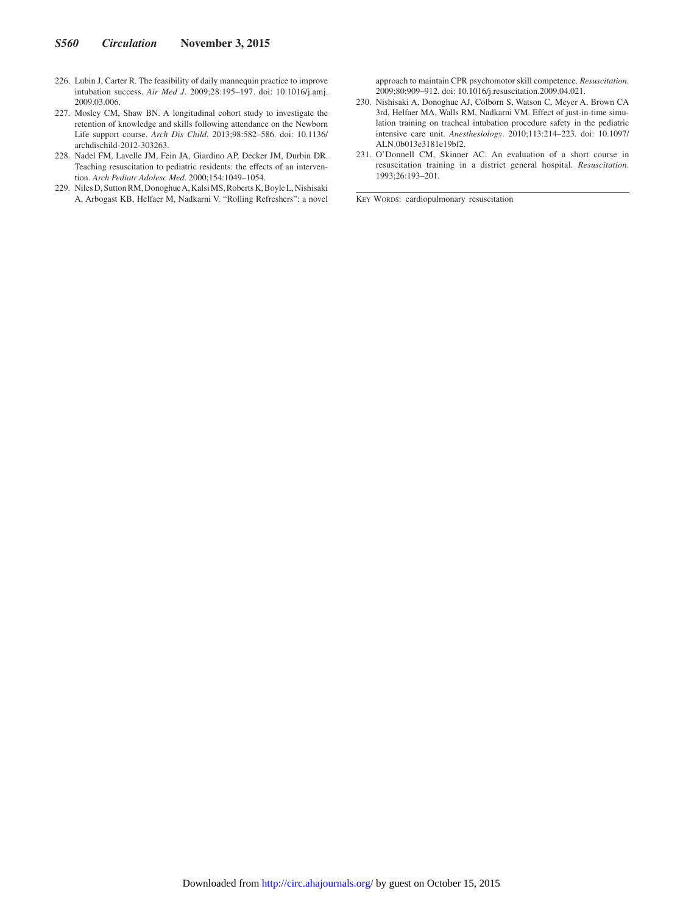226. Lubin J, Carter R. The feasibility of daily mannequin practice to improve intubation success. *Air Med J*. 2009;28:195–197. doi: 10.1016/j.amj.2009.03.006.
227. Mosley CM, Shaw BN. A longitudinal cohort study to investigate the retention of knowledge and skills following attendance on the Newborn Life support course. *Arch Dis Child*. 2013;98:582–586. doi: 10.1136/archdischild-2012-303263.
228. Nadel FM, Lavelle JM, Fein JA, Giardino AP, Decker JM, Durbin DR. Teaching resuscitation to pediatric residents: the effects of an intervention. *Arch Pediatr Adolesc Med*. 2000;154:1049–1054.
229. Niles D, Sutton RM, Donoghue A, Kalsi MS, Roberts K, Boyle L, Nishisaki A, Arbogast KB, Helfaer M, Nadkarni V. "Rolling Refreshers": a novel approach to maintain CPR psychomotor skill competence. *Resuscitation*. 2009;80:909–912. doi: 10.1016/j.resuscitation.2009.04.021.
230. Nishisaki A, Donoghue AJ, Colborn S, Watson C, Meyer A, Brown CA 3rd, Helfaer MA, Walls RM, Nadkarni VM. Effect of just-in-time simulation training on tracheal intubation procedure safety in the pediatric intensive care unit. *Anesthesiology*. 2010;113:214–223. doi: 10.1097/ALN.0b013e3181e19bf2.
231. O'Donnell CM, Skinner AC. An evaluation of a short course in resuscitation training in a district general hospital. *Resuscitation*. 1993;26:193–201.

---

Key Words: cardiopulmonary resuscitation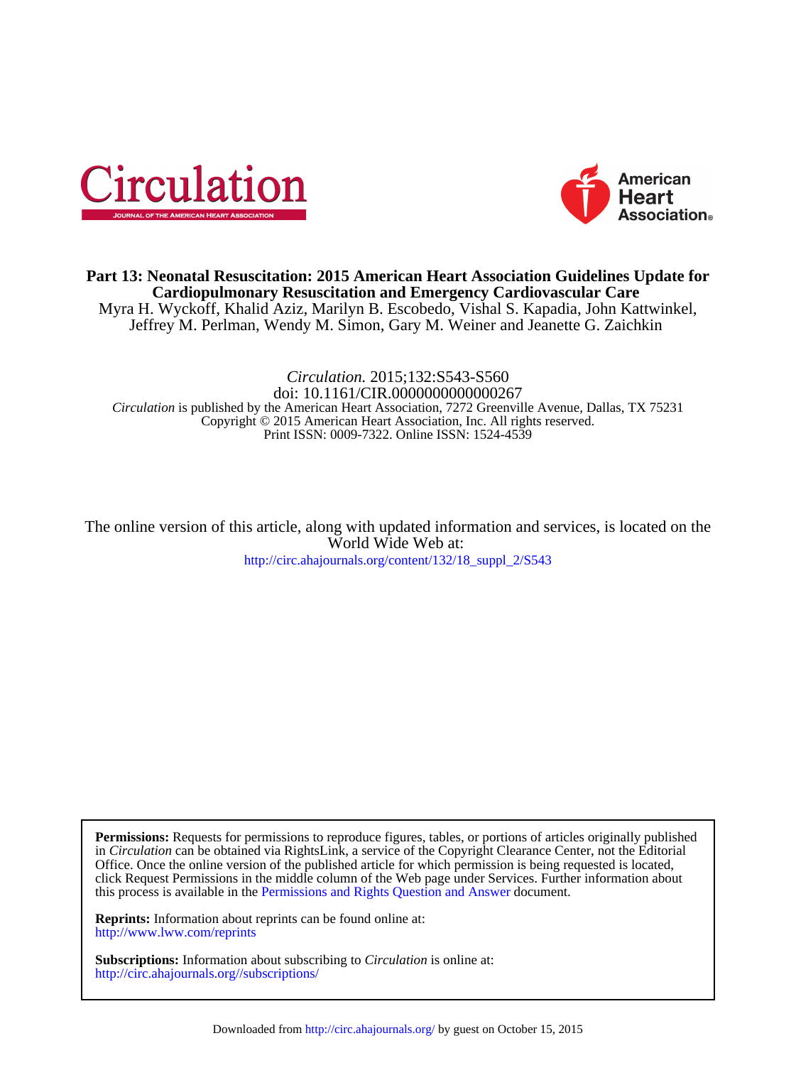**Part 13: Neonatal Resuscitation: 2015 American Heart Association Guidelines Update for Cardiopulmonary Resuscitation and Emergency Cardiovascular Care**

Myra H. Wyckoff, Khalid Aziz, Marilyn B. Escobedo, Vishal S. Kapadia, John Kattwinkel, Jeffrey M. Perlman, Wendy M. Simon, Gary M. Weiner and Jeanette G. Zaichkin

*Circulation.* 2015;132:S543-S560

doi: 10.1161/CIR.0000000000000267

*Circulation* is published by the American Heart Association, 7272 Greenville Avenue, Dallas, TX 75231

Copyright © 2015 American Heart Association, Inc. All rights reserved.

Print ISSN: 0009-7322. Online ISSN: 1524-4539

The online version of this article, along with updated information and services, is located on the World Wide Web at:

http://circ.ahajournals.org/content/132/18_suppl_2/S543

**Permissions:** Requests for permissions to reproduce figures, tables, or portions of articles originally published in *Circulation* can be obtained via RightsLink, a service of the Copyright Clearance Center, not the Editorial Office. Once the online version of the published article for which permission is being requested is located, click Request Permissions in the middle column of the Web page under Services. Further information about this process is available in the Permissions and Rights Question and Answer document.

**Reprints:** Information about reprints can be found online at:
http://www.lww.com/reprints

**Subscriptions:** Information about subscribing to *Circulation* is online at:
http://circ.ahajournals.org//subscriptions/

Downloaded from http://circ.ahajournals.org/ by guest on October 15, 2015